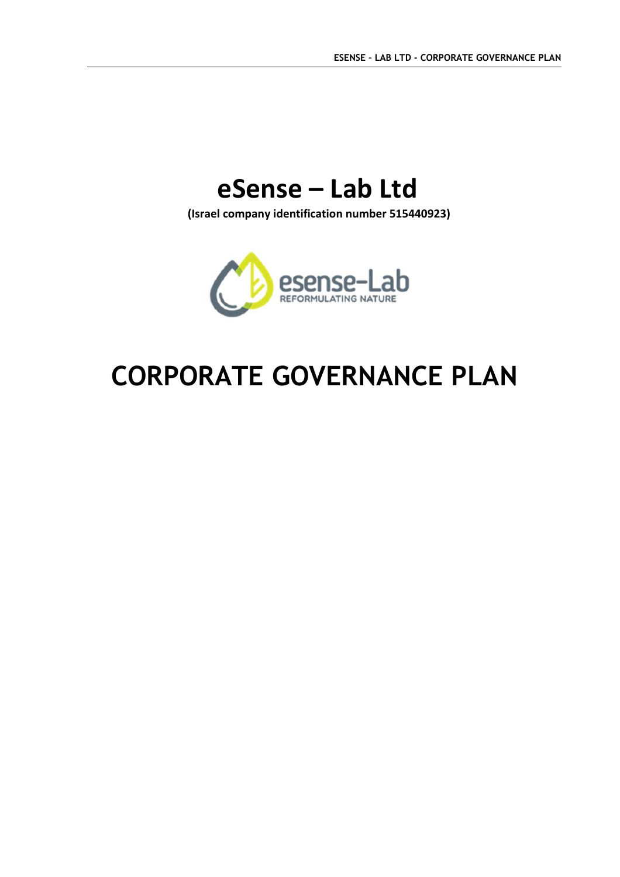# eSense – Lab Ltd

**(Israel company identification number 515440923)**

# CORPORATE GOVERNANCE PLAN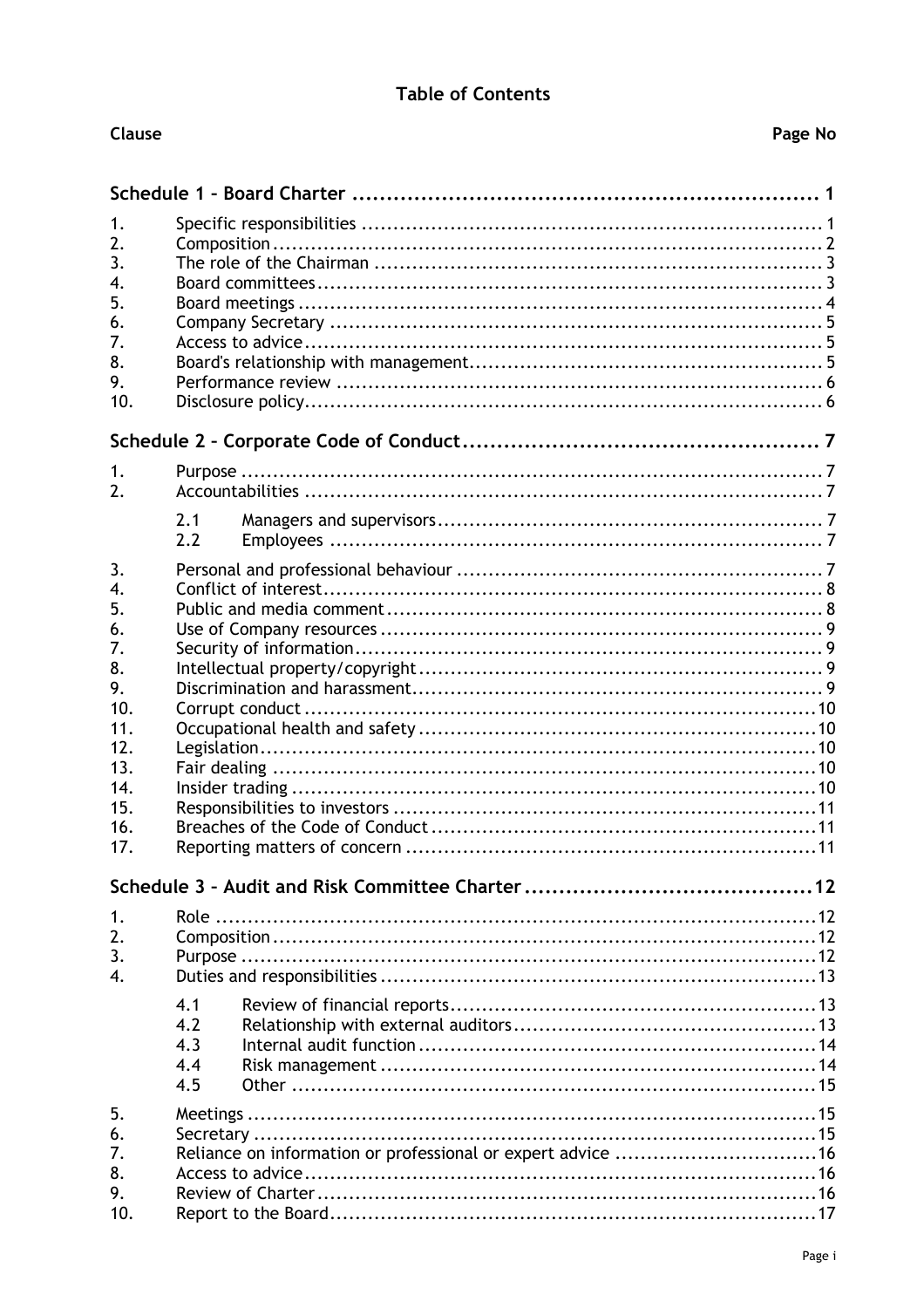# Table of Contents

| Clause | | Page No |
|---|---|---|
| **Schedule 1 – Board Charter** | | **1** |
| 1. | Specific responsibilities | 1 |
| 2. | Composition | 2 |
| 3. | The role of the Chairman | 3 |
| 4. | Board committees | 3 |
| 5. | Board meetings | 4 |
| 6. | Company Secretary | 5 |
| 7. | Access to advice | 5 |
| 8. | Board's relationship with management | 5 |
| 9. | Performance review | 6 |
| 10. | Disclosure policy | 6 |
| **Schedule 2 – Corporate Code of Conduct** | | **7** |
| 1. | Purpose | 7 |
| 2. | Accountabilities | 7 |
| | 2.1 Managers and supervisors | 7 |
| | 2.2 Employees | 7 |
| 3. | Personal and professional behaviour | 7 |
| 4. | Conflict of interest | 8 |
| 5. | Public and media comment | 8 |
| 6. | Use of Company resources | 9 |
| 7. | Security of information | 9 |
| 8. | Intellectual property/copyright | 9 |
| 9. | Discrimination and harassment | 9 |
| 10. | Corrupt conduct | 10 |
| 11. | Occupational health and safety | 10 |
| 12. | Legislation | 10 |
| 13. | Fair dealing | 10 |
| 14. | Insider trading | 10 |
| 15. | Responsibilities to investors | 11 |
| 16. | Breaches of the Code of Conduct | 11 |
| 17. | Reporting matters of concern | 11 |
| **Schedule 3 – Audit and Risk Committee Charter** | | **12** |
| 1. | Role | 12 |
| 2. | Composition | 12 |
| 3. | Purpose | 12 |
| 4. | Duties and responsibilities | 13 |
| | 4.1 Review of financial reports | 13 |
| | 4.2 Relationship with external auditors | 13 |
| | 4.3 Internal audit function | 14 |
| | 4.4 Risk management | 14 |
| | 4.5 Other | 15 |
| 5. | Meetings | 15 |
| 6. | Secretary | 15 |
| 7. | Reliance on information or professional or expert advice | 16 |
| 8. | Access to advice | 16 |
| 9. | Review of Charter | 16 |
| 10. | Report to the Board | 17 |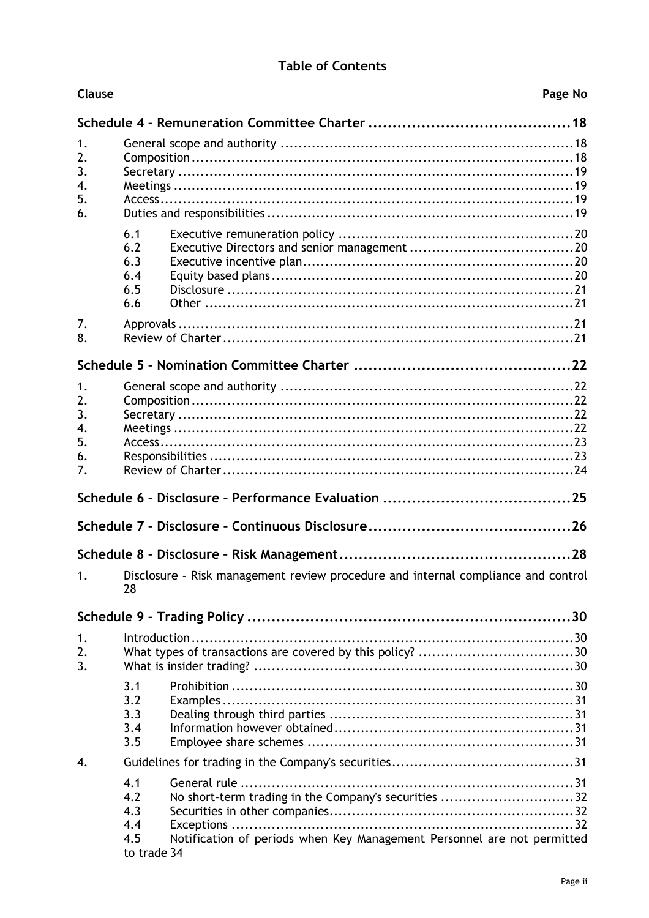## Table of Contents

| Clause | | | Page No |
|---|---|---|---|
| **Schedule 4 – Remuneration Committee Charter** | | | **18** |
| 1. | General scope and authority | | 18 |
| 2. | Composition | | 18 |
| 3. | Secretary | | 19 |
| 4. | Meetings | | 19 |
| 5. | Access | | 19 |
| 6. | Duties and responsibilities | | 19 |
| | 6.1 | Executive remuneration policy | 20 |
| | 6.2 | Executive Directors and senior management | 20 |
| | 6.3 | Executive incentive plan | 20 |
| | 6.4 | Equity based plans | 20 |
| | 6.5 | Disclosure | 21 |
| | 6.6 | Other | 21 |
| 7. | Approvals | | 21 |
| 8. | Review of Charter | | 21 |
| **Schedule 5 – Nomination Committee Charter** | | | **22** |
| 1. | General scope and authority | | 22 |
| 2. | Composition | | 22 |
| 3. | Secretary | | 22 |
| 4. | Meetings | | 22 |
| 5. | Access | | 23 |
| 6. | Responsibilities | | 23 |
| 7. | Review of Charter | | 24 |
| **Schedule 6 – Disclosure – Performance Evaluation** | | | **25** |
| **Schedule 7 – Disclosure – Continuous Disclosure** | | | **26** |
| **Schedule 8 – Disclosure – Risk Management** | | | **28** |
| 1. | Disclosure – Risk management review procedure and internal compliance and control | | 28 |
| **Schedule 9 – Trading Policy** | | | **30** |
| 1. | Introduction | | 30 |
| 2. | What types of transactions are covered by this policy? | | 30 |
| 3. | What is insider trading? | | 30 |
| | 3.1 | Prohibition | 30 |
| | 3.2 | Examples | 31 |
| | 3.3 | Dealing through third parties | 31 |
| | 3.4 | Information however obtained | 31 |
| | 3.5 | Employee share schemes | 31 |
| 4. | Guidelines for trading in the Company's securities | | 31 |
| | 4.1 | General rule | 31 |
| | 4.2 | No short-term trading in the Company's securities | 32 |
| | 4.3 | Securities in other companies | 32 |
| | 4.4 | Exceptions | 32 |
| | 4.5 | Notification of periods when Key Management Personnel are not permitted to trade | 34 |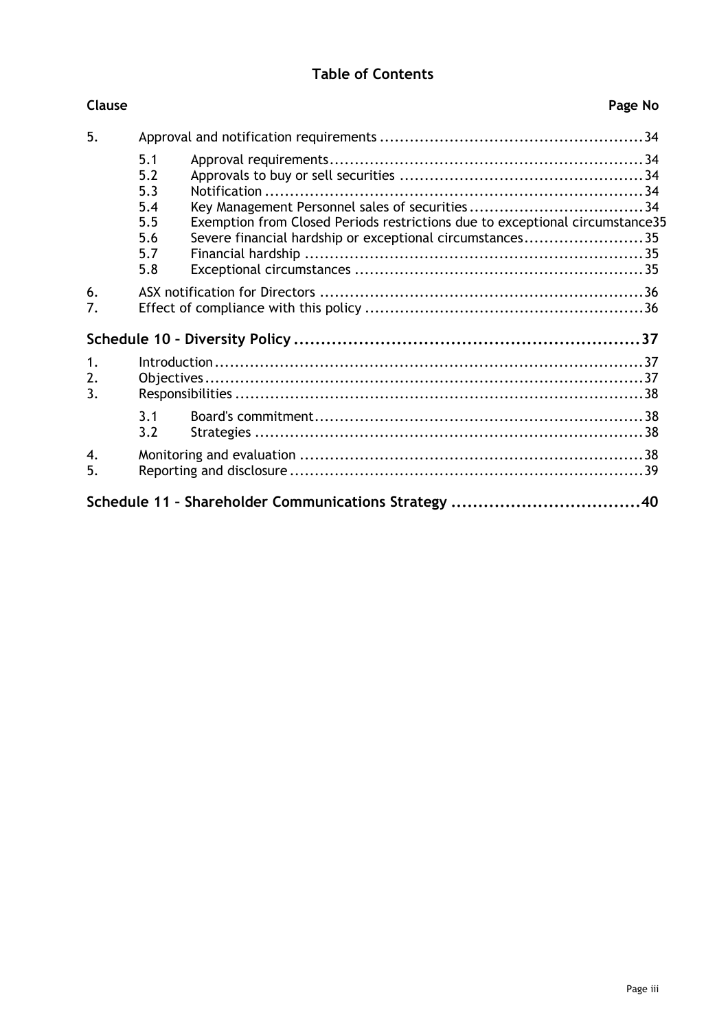## Table of Contents

| Clause | | | Page No |
|---|---|---|---|
| 5. | | Approval and notification requirements | 34 |
| | 5.1 | Approval requirements | 34 |
| | 5.2 | Approvals to buy or sell securities | 34 |
| | 5.3 | Notification | 34 |
| | 5.4 | Key Management Personnel sales of securities | 34 |
| | 5.5 | Exemption from Closed Periods restrictions due to exceptional circumstance | 35 |
| | 5.6 | Severe financial hardship or exceptional circumstances | 35 |
| | 5.7 | Financial hardship | 35 |
| | 5.8 | Exceptional circumstances | 35 |
| 6. | | ASX notification for Directors | 36 |
| 7. | | Effect of compliance with this policy | 36 |
| **Schedule 10 – Diversity Policy** | | | **37** |
| 1. | | Introduction | 37 |
| 2. | | Objectives | 37 |
| 3. | | Responsibilities | 38 |
| | 3.1 | Board's commitment | 38 |
| | 3.2 | Strategies | 38 |
| 4. | | Monitoring and evaluation | 38 |
| 5. | | Reporting and disclosure | 39 |
| **Schedule 11 – Shareholder Communications Strategy** | | | **40** |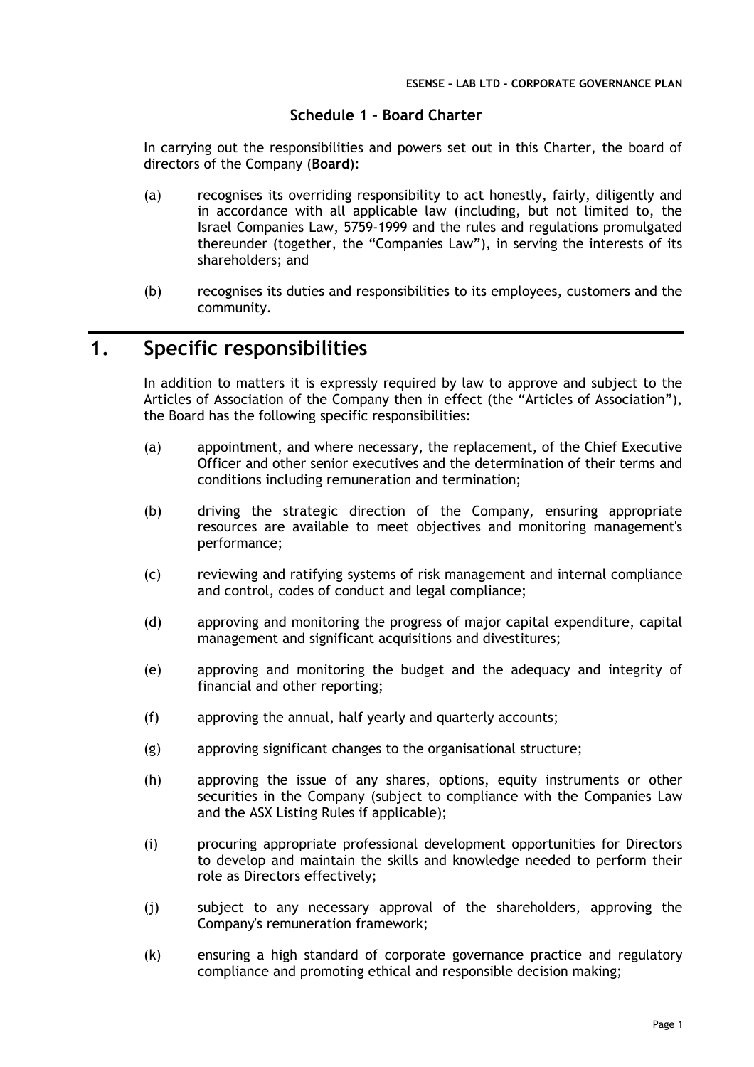### Schedule 1 – Board Charter

In carrying out the responsibilities and powers set out in this Charter, the board of directors of the Company (**Board**):

(a) recognises its overriding responsibility to act honestly, fairly, diligently and in accordance with all applicable law (including, but not limited to, the Israel Companies Law, 5759-1999 and the rules and regulations promulgated thereunder (together, the "Companies Law"), in serving the interests of its shareholders; and

(b) recognises its duties and responsibilities to its employees, customers and the community.

# 1. Specific responsibilities

In addition to matters it is expressly required by law to approve and subject to the Articles of Association of the Company then in effect (the "Articles of Association"), the Board has the following specific responsibilities:

(a) appointment, and where necessary, the replacement, of the Chief Executive Officer and other senior executives and the determination of their terms and conditions including remuneration and termination;

(b) driving the strategic direction of the Company, ensuring appropriate resources are available to meet objectives and monitoring management's performance;

(c) reviewing and ratifying systems of risk management and internal compliance and control, codes of conduct and legal compliance;

(d) approving and monitoring the progress of major capital expenditure, capital management and significant acquisitions and divestitures;

(e) approving and monitoring the budget and the adequacy and integrity of financial and other reporting;

(f) approving the annual, half yearly and quarterly accounts;

(g) approving significant changes to the organisational structure;

(h) approving the issue of any shares, options, equity instruments or other securities in the Company (subject to compliance with the Companies Law and the ASX Listing Rules if applicable);

(i) procuring appropriate professional development opportunities for Directors to develop and maintain the skills and knowledge needed to perform their role as Directors effectively;

(j) subject to any necessary approval of the shareholders, approving the Company's remuneration framework;

(k) ensuring a high standard of corporate governance practice and regulatory compliance and promoting ethical and responsible decision making;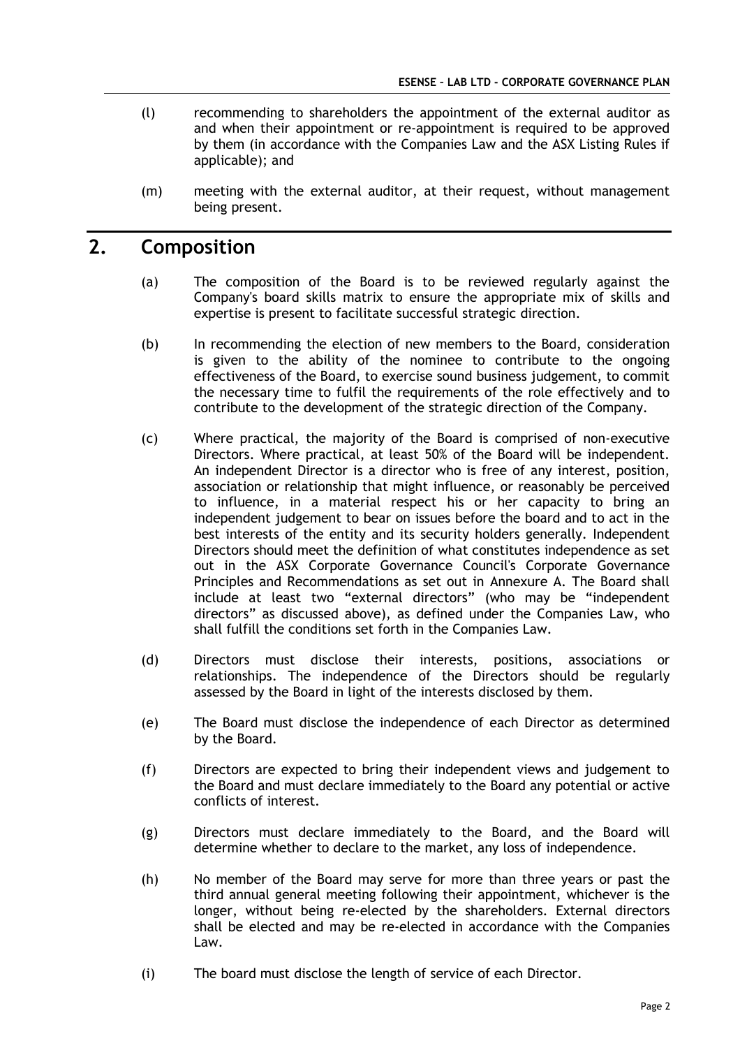(l) recommending to shareholders the appointment of the external auditor as and when their appointment or re-appointment is required to be approved by them (in accordance with the Companies Law and the ASX Listing Rules if applicable); and

(m) meeting with the external auditor, at their request, without management being present.

## 2. Composition

(a) The composition of the Board is to be reviewed regularly against the Company's board skills matrix to ensure the appropriate mix of skills and expertise is present to facilitate successful strategic direction.

(b) In recommending the election of new members to the Board, consideration is given to the ability of the nominee to contribute to the ongoing effectiveness of the Board, to exercise sound business judgement, to commit the necessary time to fulfil the requirements of the role effectively and to contribute to the development of the strategic direction of the Company.

(c) Where practical, the majority of the Board is comprised of non-executive Directors. Where practical, at least 50% of the Board will be independent. An independent Director is a director who is free of any interest, position, association or relationship that might influence, or reasonably be perceived to influence, in a material respect his or her capacity to bring an independent judgement to bear on issues before the board and to act in the best interests of the entity and its security holders generally. Independent Directors should meet the definition of what constitutes independence as set out in the ASX Corporate Governance Council's Corporate Governance Principles and Recommendations as set out in Annexure A. The Board shall include at least two "external directors" (who may be "independent directors" as discussed above), as defined under the Companies Law, who shall fulfill the conditions set forth in the Companies Law.

(d) Directors must disclose their interests, positions, associations or relationships. The independence of the Directors should be regularly assessed by the Board in light of the interests disclosed by them.

(e) The Board must disclose the independence of each Director as determined by the Board.

(f) Directors are expected to bring their independent views and judgement to the Board and must declare immediately to the Board any potential or active conflicts of interest.

(g) Directors must declare immediately to the Board, and the Board will determine whether to declare to the market, any loss of independence.

(h) No member of the Board may serve for more than three years or past the third annual general meeting following their appointment, whichever is the longer, without being re-elected by the shareholders. External directors shall be elected and may be re-elected in accordance with the Companies Law.

(i) The board must disclose the length of service of each Director.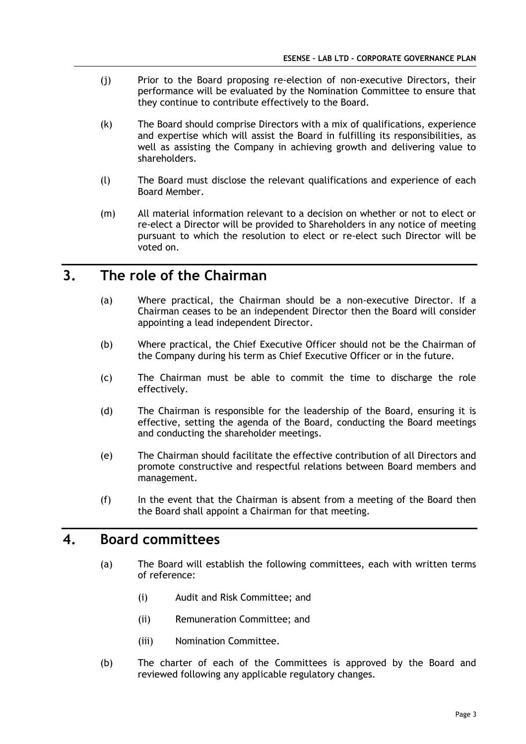(j) Prior to the Board proposing re-election of non-executive Directors, their performance will be evaluated by the Nomination Committee to ensure that they continue to contribute effectively to the Board.

(k) The Board should comprise Directors with a mix of qualifications, experience and expertise which will assist the Board in fulfilling its responsibilities, as well as assisting the Company in achieving growth and delivering value to shareholders.

(l) The Board must disclose the relevant qualifications and experience of each Board Member.

(m) All material information relevant to a decision on whether or not to elect or re-elect a Director will be provided to Shareholders in any notice of meeting pursuant to which the resolution to elect or re-elect such Director will be voted on.

## 3. The role of the Chairman

(a) Where practical, the Chairman should be a non-executive Director. If a Chairman ceases to be an independent Director then the Board will consider appointing a lead independent Director.

(b) Where practical, the Chief Executive Officer should not be the Chairman of the Company during his term as Chief Executive Officer or in the future.

(c) The Chairman must be able to commit the time to discharge the role effectively.

(d) The Chairman is responsible for the leadership of the Board, ensuring it is effective, setting the agenda of the Board, conducting the Board meetings and conducting the shareholder meetings.

(e) The Chairman should facilitate the effective contribution of all Directors and promote constructive and respectful relations between Board members and management.

(f) In the event that the Chairman is absent from a meeting of the Board then the Board shall appoint a Chairman for that meeting.

## 4. Board committees

(a) The Board will establish the following committees, each with written terms of reference:

 (i) Audit and Risk Committee; and

 (ii) Remuneration Committee; and

 (iii) Nomination Committee.

(b) The charter of each of the Committees is approved by the Board and reviewed following any applicable regulatory changes.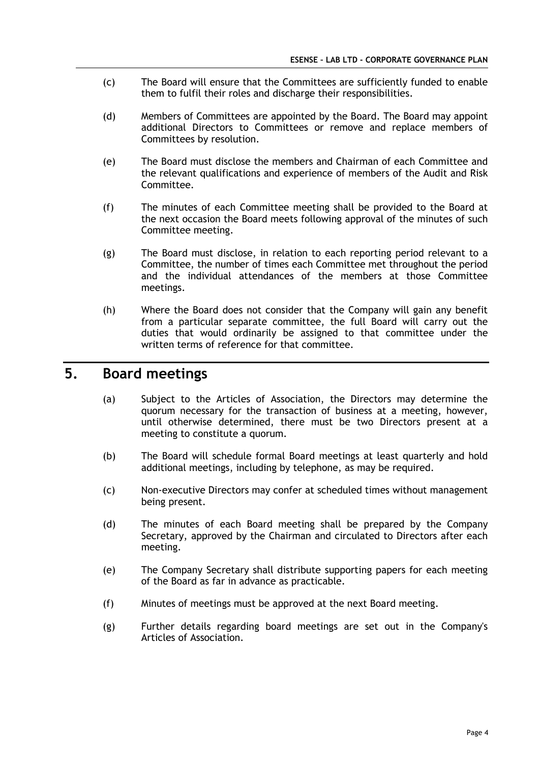(c) The Board will ensure that the Committees are sufficiently funded to enable them to fulfil their roles and discharge their responsibilities.

(d) Members of Committees are appointed by the Board. The Board may appoint additional Directors to Committees or remove and replace members of Committees by resolution.

(e) The Board must disclose the members and Chairman of each Committee and the relevant qualifications and experience of members of the Audit and Risk Committee.

(f) The minutes of each Committee meeting shall be provided to the Board at the next occasion the Board meets following approval of the minutes of such Committee meeting.

(g) The Board must disclose, in relation to each reporting period relevant to a Committee, the number of times each Committee met throughout the period and the individual attendances of the members at those Committee meetings.

(h) Where the Board does not consider that the Company will gain any benefit from a particular separate committee, the full Board will carry out the duties that would ordinarily be assigned to that committee under the written terms of reference for that committee.

## 5. Board meetings

(a) Subject to the Articles of Association, the Directors may determine the quorum necessary for the transaction of business at a meeting, however, until otherwise determined, there must be two Directors present at a meeting to constitute a quorum.

(b) The Board will schedule formal Board meetings at least quarterly and hold additional meetings, including by telephone, as may be required.

(c) Non-executive Directors may confer at scheduled times without management being present.

(d) The minutes of each Board meeting shall be prepared by the Company Secretary, approved by the Chairman and circulated to Directors after each meeting.

(e) The Company Secretary shall distribute supporting papers for each meeting of the Board as far in advance as practicable.

(f) Minutes of meetings must be approved at the next Board meeting.

(g) Further details regarding board meetings are set out in the Company's Articles of Association.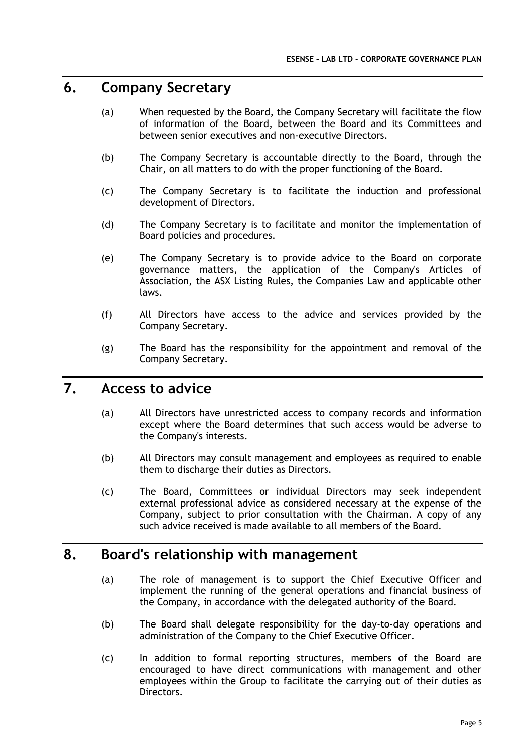## 6. Company Secretary

(a) When requested by the Board, the Company Secretary will facilitate the flow of information of the Board, between the Board and its Committees and between senior executives and non-executive Directors.

(b) The Company Secretary is accountable directly to the Board, through the Chair, on all matters to do with the proper functioning of the Board.

(c) The Company Secretary is to facilitate the induction and professional development of Directors.

(d) The Company Secretary is to facilitate and monitor the implementation of Board policies and procedures.

(e) The Company Secretary is to provide advice to the Board on corporate governance matters, the application of the Company's Articles of Association, the ASX Listing Rules, the Companies Law and applicable other laws.

(f) All Directors have access to the advice and services provided by the Company Secretary.

(g) The Board has the responsibility for the appointment and removal of the Company Secretary.

## 7. Access to advice

(a) All Directors have unrestricted access to company records and information except where the Board determines that such access would be adverse to the Company's interests.

(b) All Directors may consult management and employees as required to enable them to discharge their duties as Directors.

(c) The Board, Committees or individual Directors may seek independent external professional advice as considered necessary at the expense of the Company, subject to prior consultation with the Chairman. A copy of any such advice received is made available to all members of the Board.

## 8. Board's relationship with management

(a) The role of management is to support the Chief Executive Officer and implement the running of the general operations and financial business of the Company, in accordance with the delegated authority of the Board.

(b) The Board shall delegate responsibility for the day-to-day operations and administration of the Company to the Chief Executive Officer.

(c) In addition to formal reporting structures, members of the Board are encouraged to have direct communications with management and other employees within the Group to facilitate the carrying out of their duties as Directors.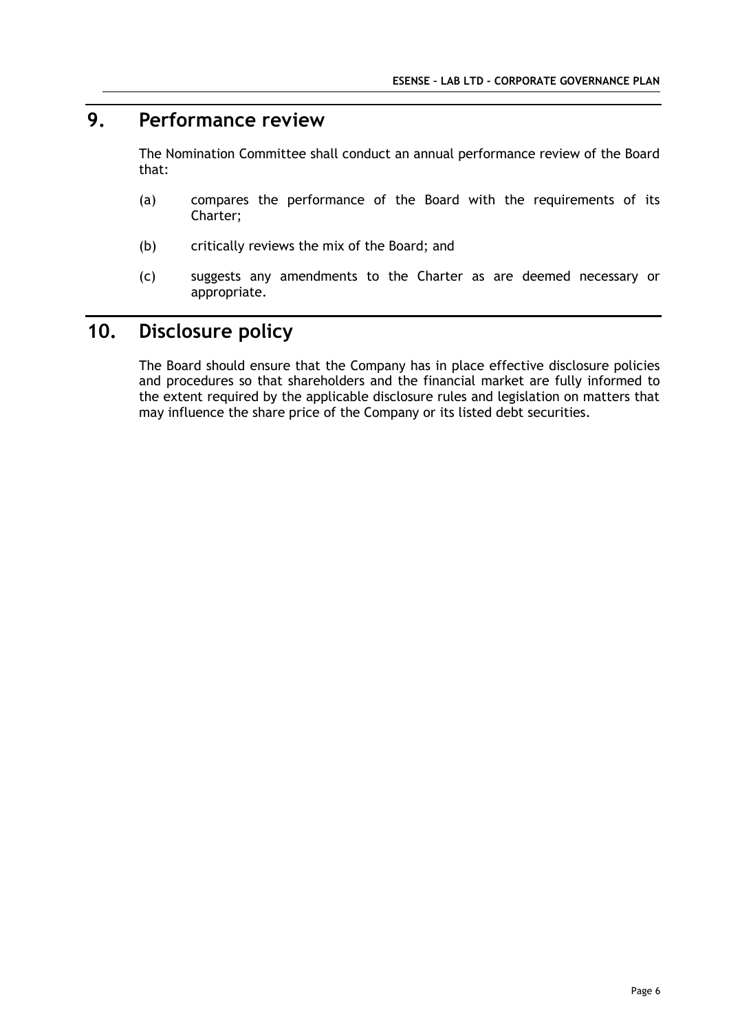# 9. Performance review

The Nomination Committee shall conduct an annual performance review of the Board that:

(a) compares the performance of the Board with the requirements of its Charter;

(b) critically reviews the mix of the Board; and

(c) suggests any amendments to the Charter as are deemed necessary or appropriate.

# 10. Disclosure policy

The Board should ensure that the Company has in place effective disclosure policies and procedures so that shareholders and the financial market are fully informed to the extent required by the applicable disclosure rules and legislation on matters that may influence the share price of the Company or its listed debt securities.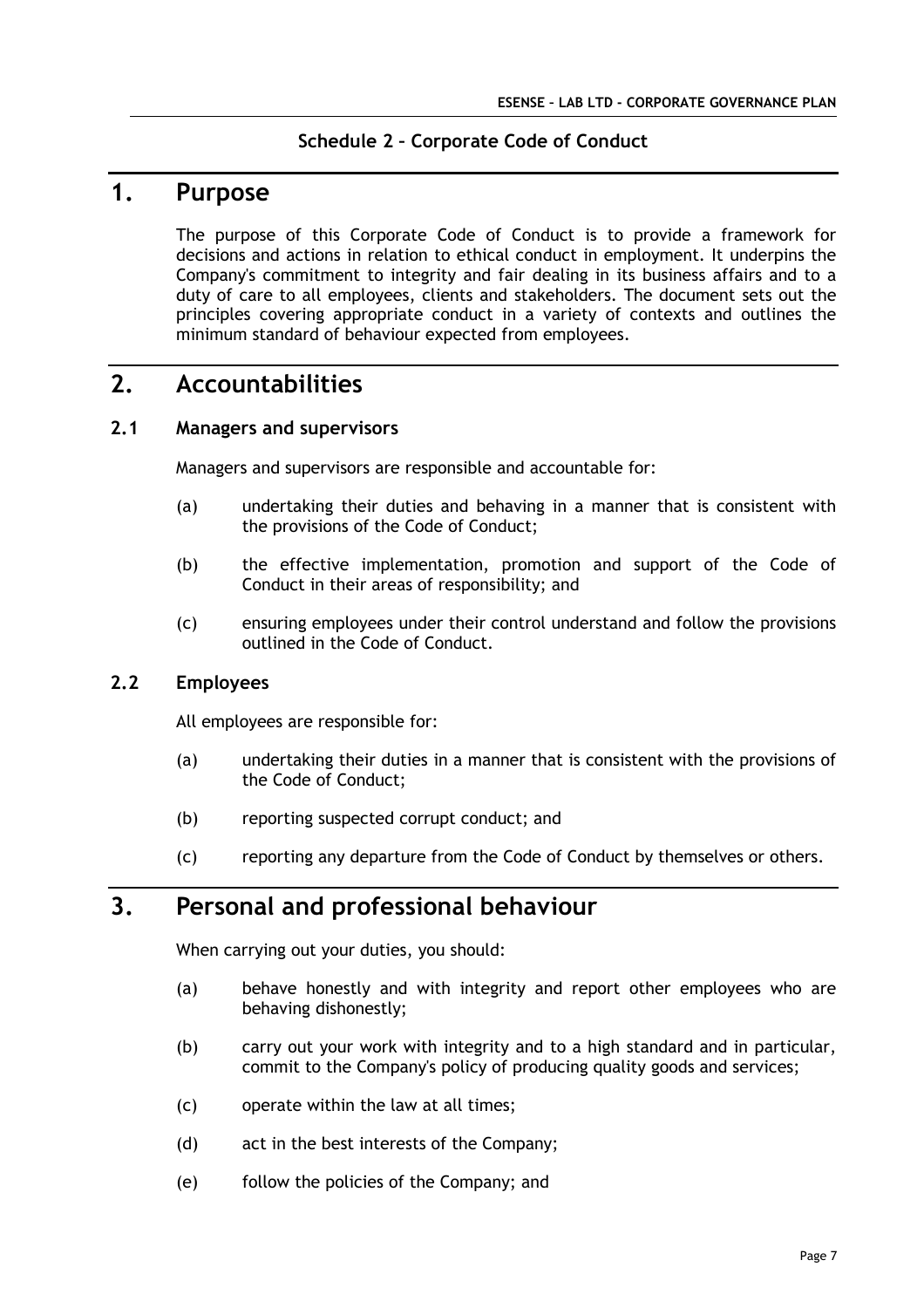**Schedule 2 – Corporate Code of Conduct**

# 1. Purpose

The purpose of this Corporate Code of Conduct is to provide a framework for decisions and actions in relation to ethical conduct in employment. It underpins the Company's commitment to integrity and fair dealing in its business affairs and to a duty of care to all employees, clients and stakeholders. The document sets out the principles covering appropriate conduct in a variety of contexts and outlines the minimum standard of behaviour expected from employees.

# 2. Accountabilities

## 2.1 Managers and supervisors

Managers and supervisors are responsible and accountable for:

(a) undertaking their duties and behaving in a manner that is consistent with the provisions of the Code of Conduct;

(b) the effective implementation, promotion and support of the Code of Conduct in their areas of responsibility; and

(c) ensuring employees under their control understand and follow the provisions outlined in the Code of Conduct.

## 2.2 Employees

All employees are responsible for:

(a) undertaking their duties in a manner that is consistent with the provisions of the Code of Conduct;

(b) reporting suspected corrupt conduct; and

(c) reporting any departure from the Code of Conduct by themselves or others.

# 3. Personal and professional behaviour

When carrying out your duties, you should:

(a) behave honestly and with integrity and report other employees who are behaving dishonestly;

(b) carry out your work with integrity and to a high standard and in particular, commit to the Company's policy of producing quality goods and services;

(c) operate within the law at all times;

(d) act in the best interests of the Company;

(e) follow the policies of the Company; and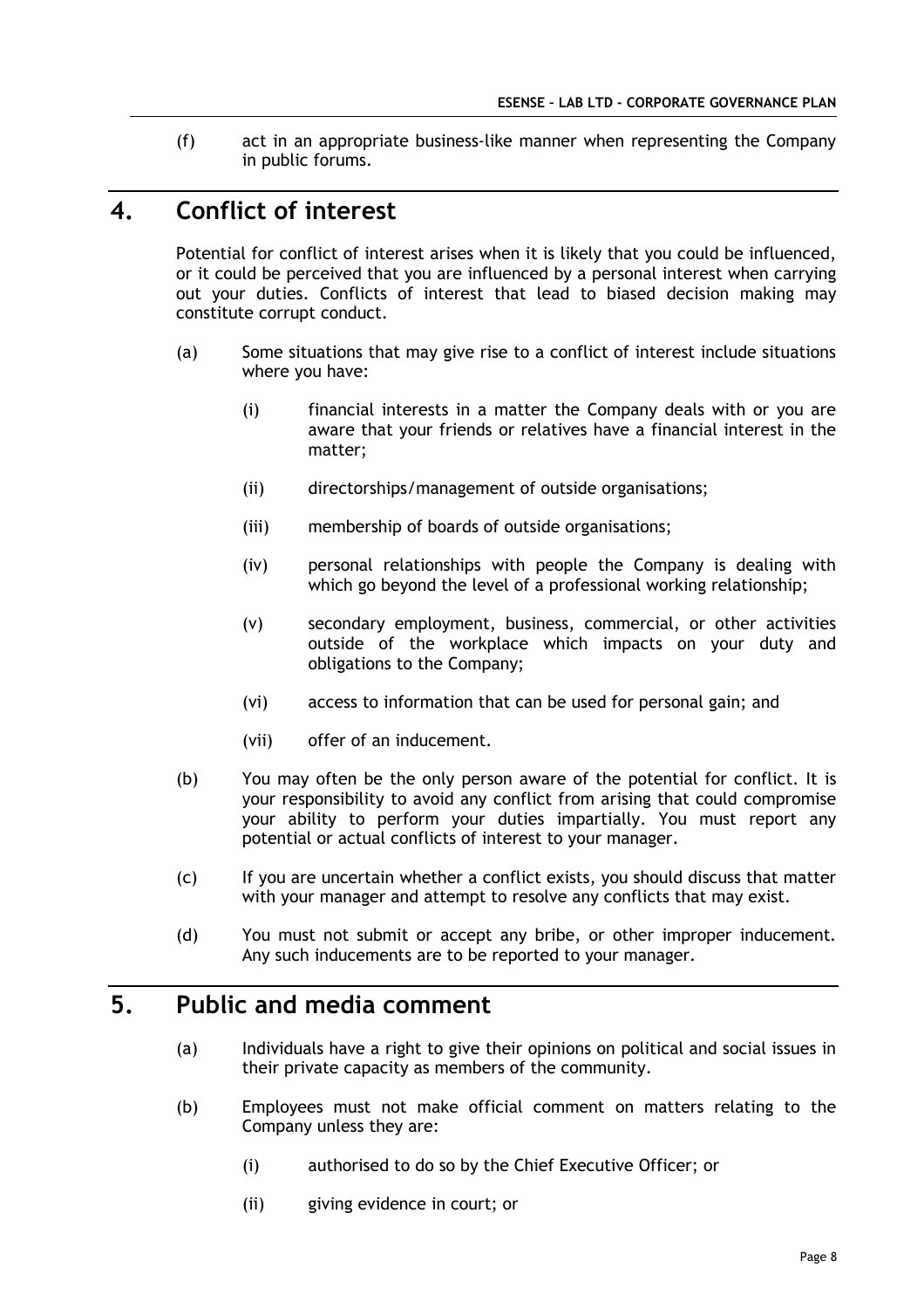(f) act in an appropriate business-like manner when representing the Company in public forums.

## 4. Conflict of interest

Potential for conflict of interest arises when it is likely that you could be influenced, or it could be perceived that you are influenced by a personal interest when carrying out your duties. Conflicts of interest that lead to biased decision making may constitute corrupt conduct.

(a) Some situations that may give rise to a conflict of interest include situations where you have:

   (i) financial interests in a matter the Company deals with or you are aware that your friends or relatives have a financial interest in the matter;

   (ii) directorships/management of outside organisations;

   (iii) membership of boards of outside organisations;

   (iv) personal relationships with people the Company is dealing with which go beyond the level of a professional working relationship;

   (v) secondary employment, business, commercial, or other activities outside of the workplace which impacts on your duty and obligations to the Company;

   (vi) access to information that can be used for personal gain; and

   (vii) offer of an inducement.

(b) You may often be the only person aware of the potential for conflict. It is your responsibility to avoid any conflict from arising that could compromise your ability to perform your duties impartially. You must report any potential or actual conflicts of interest to your manager.

(c) If you are uncertain whether a conflict exists, you should discuss that matter with your manager and attempt to resolve any conflicts that may exist.

(d) You must not submit or accept any bribe, or other improper inducement. Any such inducements are to be reported to your manager.

## 5. Public and media comment

(a) Individuals have a right to give their opinions on political and social issues in their private capacity as members of the community.

(b) Employees must not make official comment on matters relating to the Company unless they are:

   (i) authorised to do so by the Chief Executive Officer; or

   (ii) giving evidence in court; or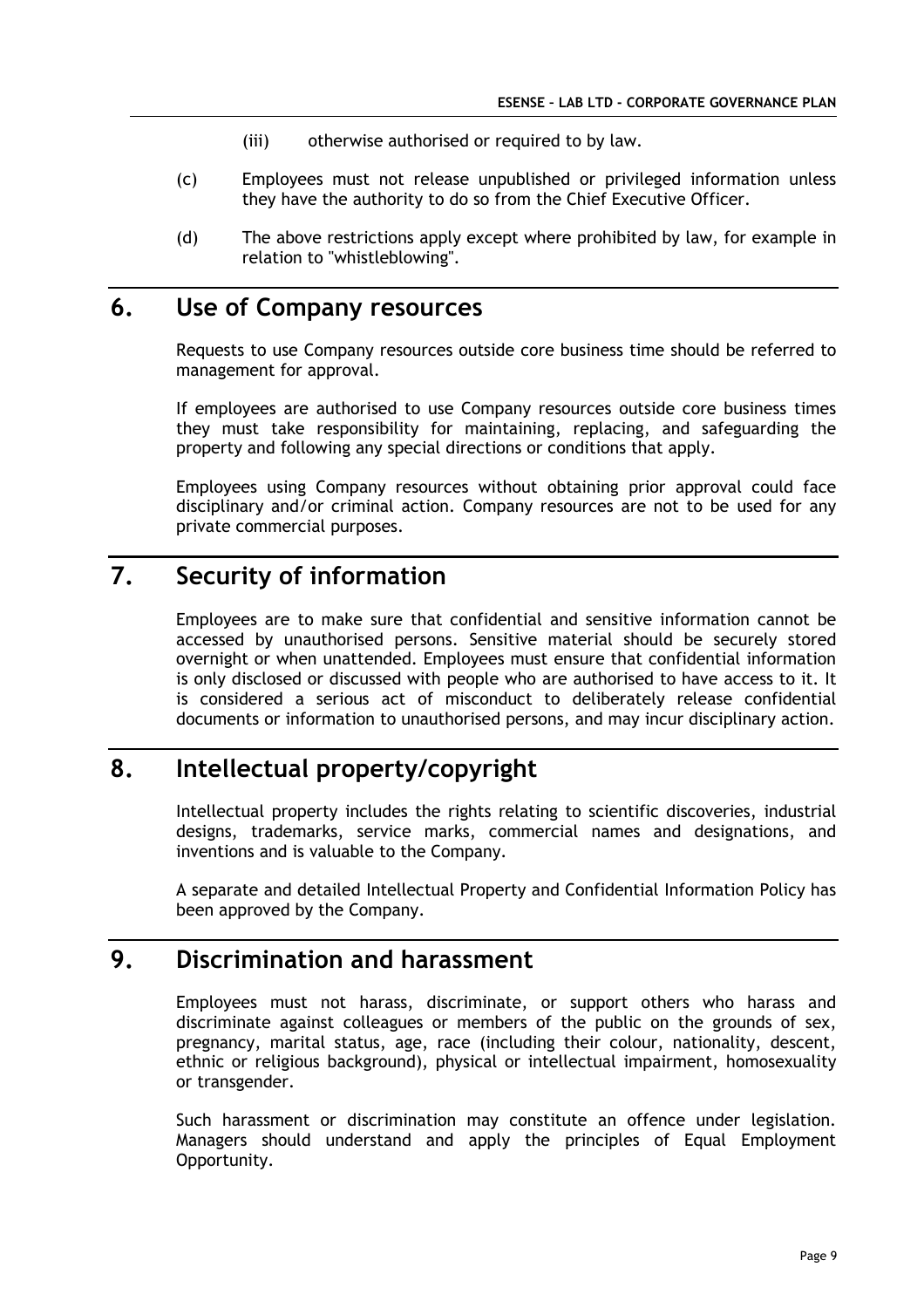(iii) otherwise authorised or required to by law.

(c) Employees must not release unpublished or privileged information unless they have the authority to do so from the Chief Executive Officer.

(d) The above restrictions apply except where prohibited by law, for example in relation to "whistleblowing".

## 6. Use of Company resources

Requests to use Company resources outside core business time should be referred to management for approval.

If employees are authorised to use Company resources outside core business times they must take responsibility for maintaining, replacing, and safeguarding the property and following any special directions or conditions that apply.

Employees using Company resources without obtaining prior approval could face disciplinary and/or criminal action. Company resources are not to be used for any private commercial purposes.

## 7. Security of information

Employees are to make sure that confidential and sensitive information cannot be accessed by unauthorised persons. Sensitive material should be securely stored overnight or when unattended. Employees must ensure that confidential information is only disclosed or discussed with people who are authorised to have access to it. It is considered a serious act of misconduct to deliberately release confidential documents or information to unauthorised persons, and may incur disciplinary action.

## 8. Intellectual property/copyright

Intellectual property includes the rights relating to scientific discoveries, industrial designs, trademarks, service marks, commercial names and designations, and inventions and is valuable to the Company.

A separate and detailed Intellectual Property and Confidential Information Policy has been approved by the Company.

## 9. Discrimination and harassment

Employees must not harass, discriminate, or support others who harass and discriminate against colleagues or members of the public on the grounds of sex, pregnancy, marital status, age, race (including their colour, nationality, descent, ethnic or religious background), physical or intellectual impairment, homosexuality or transgender.

Such harassment or discrimination may constitute an offence under legislation. Managers should understand and apply the principles of Equal Employment Opportunity.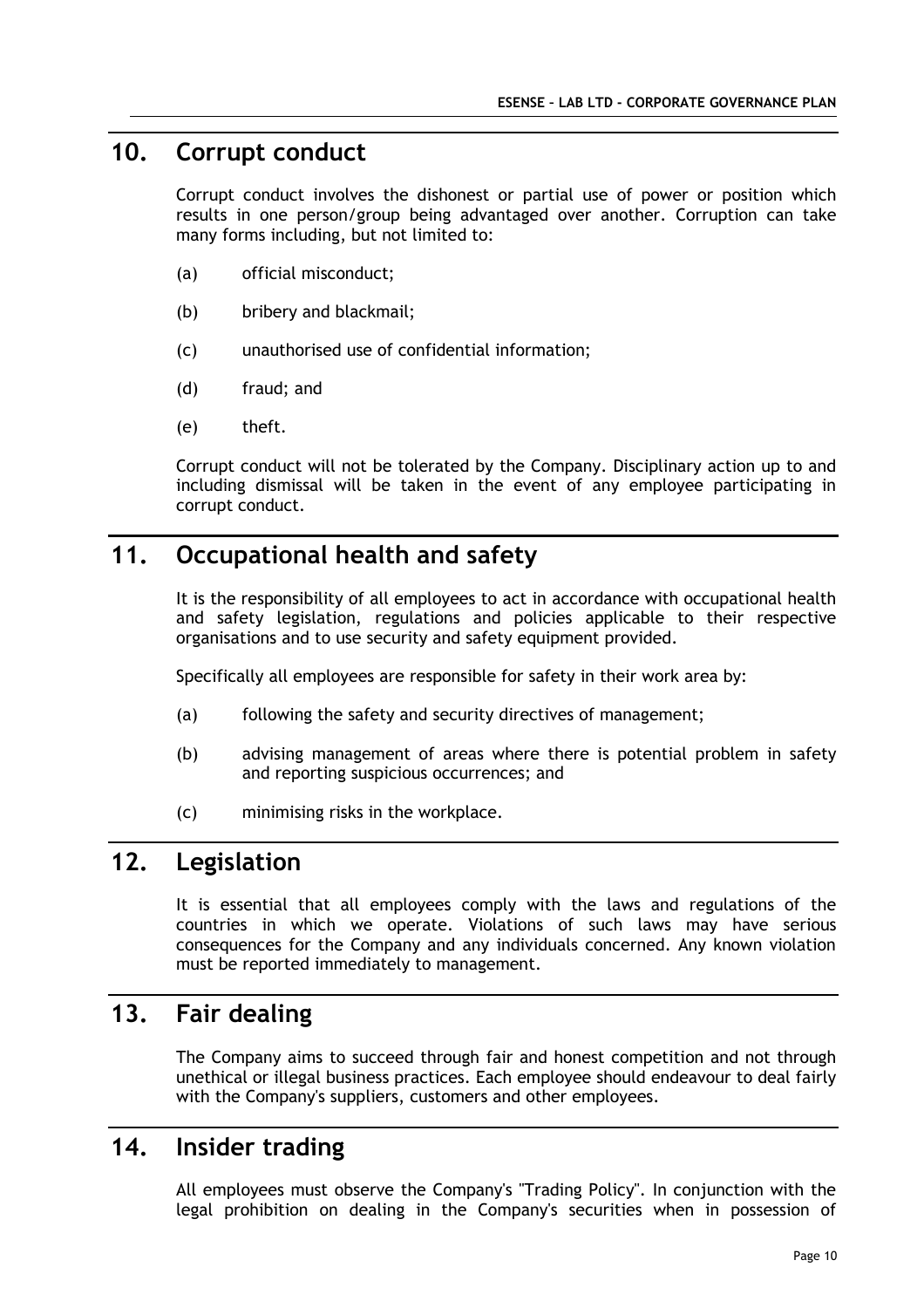## 10. Corrupt conduct

Corrupt conduct involves the dishonest or partial use of power or position which results in one person/group being advantaged over another. Corruption can take many forms including, but not limited to:

(a) official misconduct;

(b) bribery and blackmail;

(c) unauthorised use of confidential information;

(d) fraud; and

(e) theft.

Corrupt conduct will not be tolerated by the Company. Disciplinary action up to and including dismissal will be taken in the event of any employee participating in corrupt conduct.

## 11. Occupational health and safety

It is the responsibility of all employees to act in accordance with occupational health and safety legislation, regulations and policies applicable to their respective organisations and to use security and safety equipment provided.

Specifically all employees are responsible for safety in their work area by:

(a) following the safety and security directives of management;

(b) advising management of areas where there is potential problem in safety and reporting suspicious occurrences; and

(c) minimising risks in the workplace.

## 12. Legislation

It is essential that all employees comply with the laws and regulations of the countries in which we operate. Violations of such laws may have serious consequences for the Company and any individuals concerned. Any known violation must be reported immediately to management.

## 13. Fair dealing

The Company aims to succeed through fair and honest competition and not through unethical or illegal business practices. Each employee should endeavour to deal fairly with the Company's suppliers, customers and other employees.

## 14. Insider trading

All employees must observe the Company's "Trading Policy". In conjunction with the legal prohibition on dealing in the Company's securities when in possession of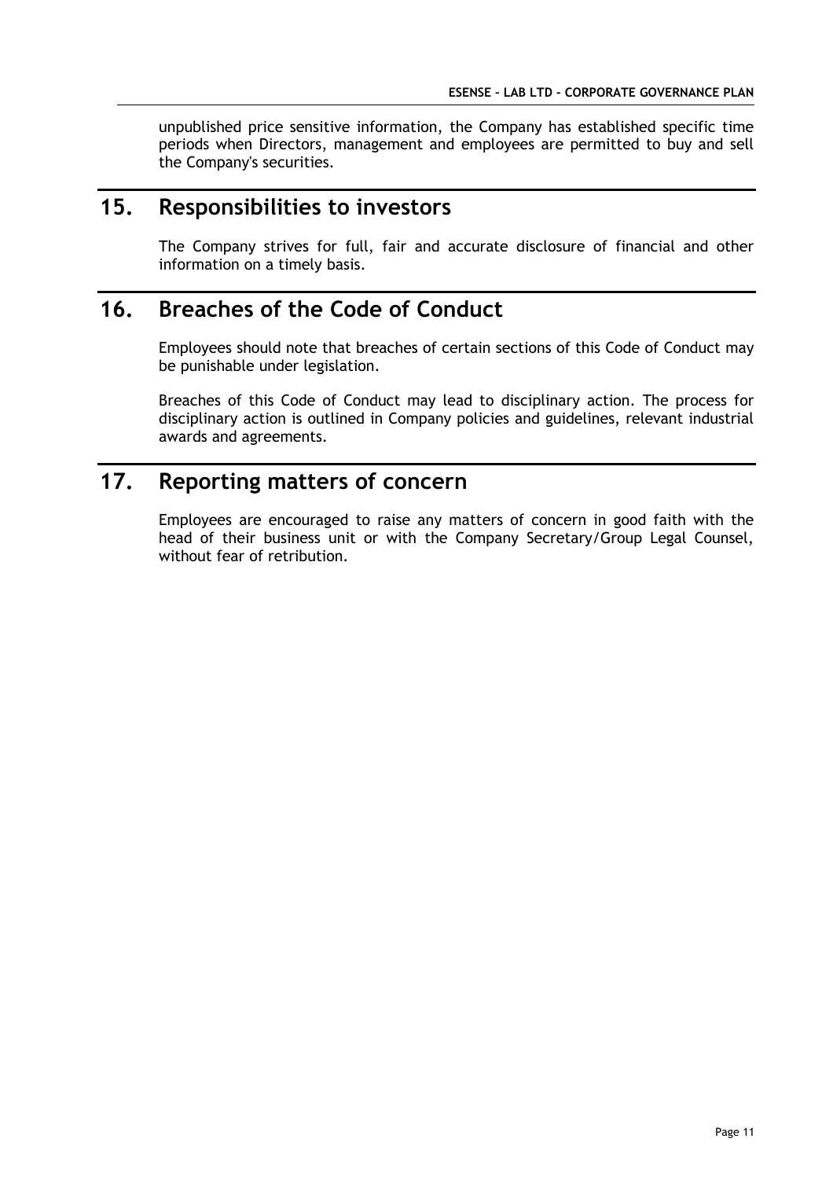unpublished price sensitive information, the Company has established specific time periods when Directors, management and employees are permitted to buy and sell the Company's securities.

## 15. Responsibilities to investors

The Company strives for full, fair and accurate disclosure of financial and other information on a timely basis.

## 16. Breaches of the Code of Conduct

Employees should note that breaches of certain sections of this Code of Conduct may be punishable under legislation.

Breaches of this Code of Conduct may lead to disciplinary action. The process for disciplinary action is outlined in Company policies and guidelines, relevant industrial awards and agreements.

## 17. Reporting matters of concern

Employees are encouraged to raise any matters of concern in good faith with the head of their business unit or with the Company Secretary/Group Legal Counsel, without fear of retribution.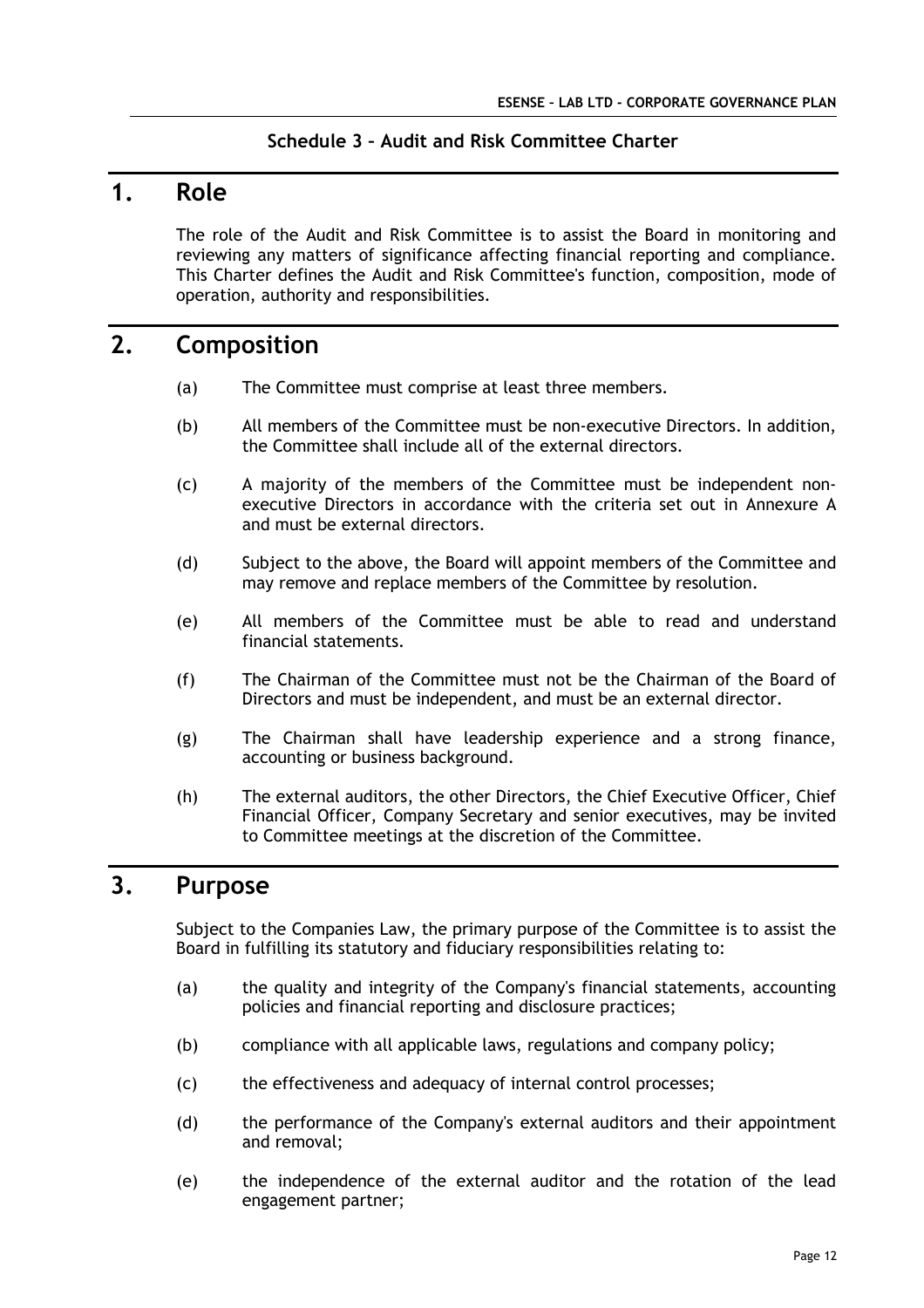**Schedule 3 – Audit and Risk Committee Charter**

# 1. Role

The role of the Audit and Risk Committee is to assist the Board in monitoring and reviewing any matters of significance affecting financial reporting and compliance. This Charter defines the Audit and Risk Committee's function, composition, mode of operation, authority and responsibilities.

# 2. Composition

(a) The Committee must comprise at least three members.

(b) All members of the Committee must be non-executive Directors. In addition, the Committee shall include all of the external directors.

(c) A majority of the members of the Committee must be independent non-executive Directors in accordance with the criteria set out in Annexure A and must be external directors.

(d) Subject to the above, the Board will appoint members of the Committee and may remove and replace members of the Committee by resolution.

(e) All members of the Committee must be able to read and understand financial statements.

(f) The Chairman of the Committee must not be the Chairman of the Board of Directors and must be independent, and must be an external director.

(g) The Chairman shall have leadership experience and a strong finance, accounting or business background.

(h) The external auditors, the other Directors, the Chief Executive Officer, Chief Financial Officer, Company Secretary and senior executives, may be invited to Committee meetings at the discretion of the Committee.

# 3. Purpose

Subject to the Companies Law, the primary purpose of the Committee is to assist the Board in fulfilling its statutory and fiduciary responsibilities relating to:

(a) the quality and integrity of the Company's financial statements, accounting policies and financial reporting and disclosure practices;

(b) compliance with all applicable laws, regulations and company policy;

(c) the effectiveness and adequacy of internal control processes;

(d) the performance of the Company's external auditors and their appointment and removal;

(e) the independence of the external auditor and the rotation of the lead engagement partner;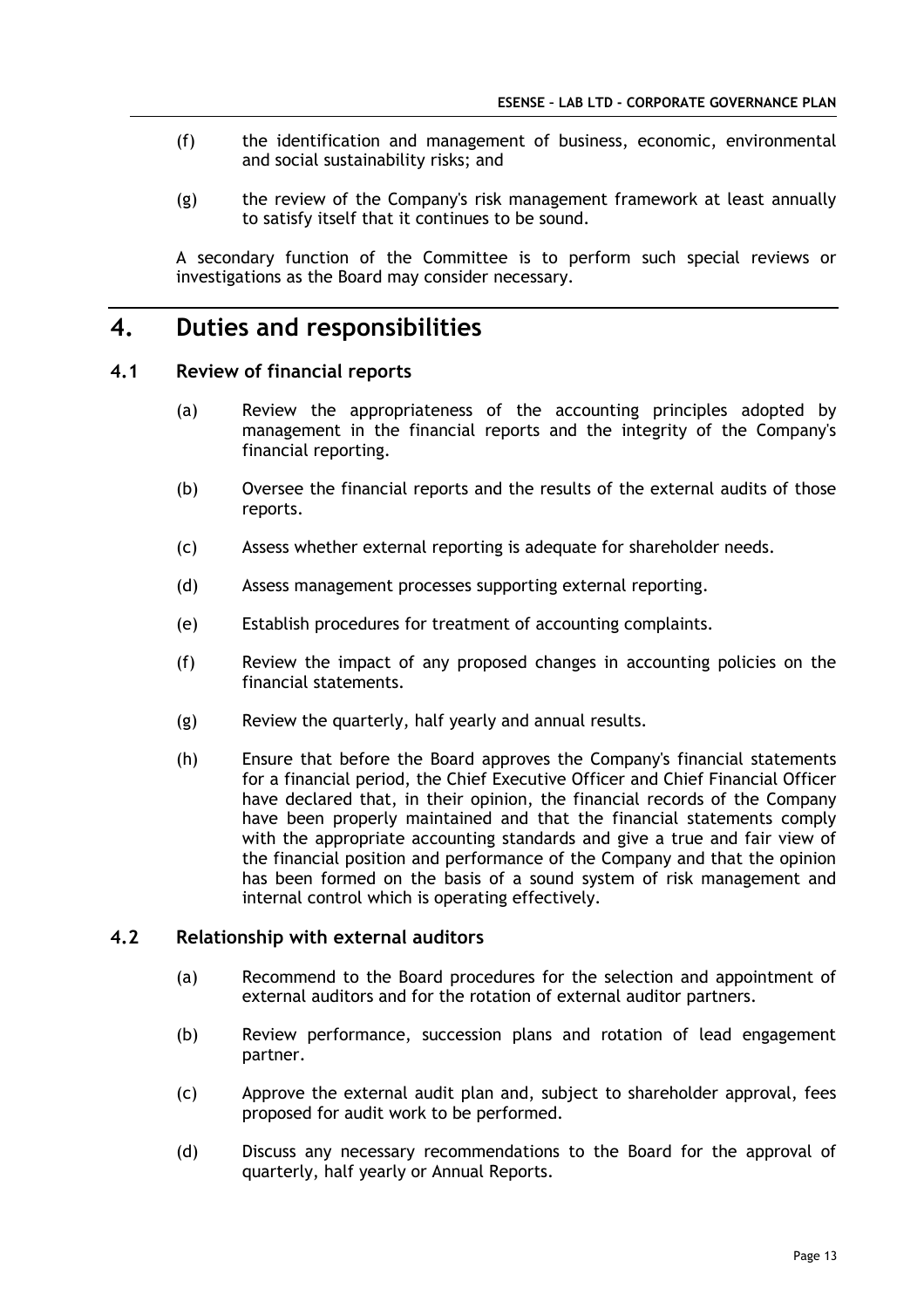(f) the identification and management of business, economic, environmental and social sustainability risks; and

(g) the review of the Company's risk management framework at least annually to satisfy itself that it continues to be sound.

A secondary function of the Committee is to perform such special reviews or investigations as the Board may consider necessary.

# 4. Duties and responsibilities

## 4.1 Review of financial reports

(a) Review the appropriateness of the accounting principles adopted by management in the financial reports and the integrity of the Company's financial reporting.

(b) Oversee the financial reports and the results of the external audits of those reports.

(c) Assess whether external reporting is adequate for shareholder needs.

(d) Assess management processes supporting external reporting.

(e) Establish procedures for treatment of accounting complaints.

(f) Review the impact of any proposed changes in accounting policies on the financial statements.

(g) Review the quarterly, half yearly and annual results.

(h) Ensure that before the Board approves the Company's financial statements for a financial period, the Chief Executive Officer and Chief Financial Officer have declared that, in their opinion, the financial records of the Company have been properly maintained and that the financial statements comply with the appropriate accounting standards and give a true and fair view of the financial position and performance of the Company and that the opinion has been formed on the basis of a sound system of risk management and internal control which is operating effectively.

## 4.2 Relationship with external auditors

(a) Recommend to the Board procedures for the selection and appointment of external auditors and for the rotation of external auditor partners.

(b) Review performance, succession plans and rotation of lead engagement partner.

(c) Approve the external audit plan and, subject to shareholder approval, fees proposed for audit work to be performed.

(d) Discuss any necessary recommendations to the Board for the approval of quarterly, half yearly or Annual Reports.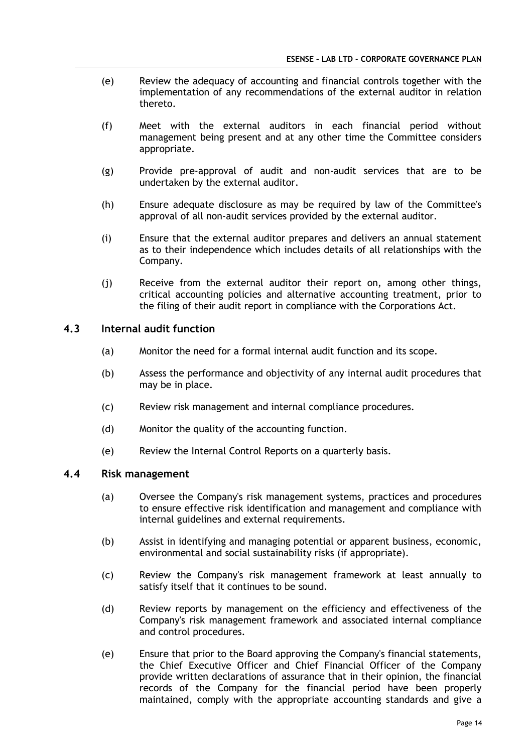(e) Review the adequacy of accounting and financial controls together with the implementation of any recommendations of the external auditor in relation thereto.

(f) Meet with the external auditors in each financial period without management being present and at any other time the Committee considers appropriate.

(g) Provide pre-approval of audit and non-audit services that are to be undertaken by the external auditor.

(h) Ensure adequate disclosure as may be required by law of the Committee's approval of all non-audit services provided by the external auditor.

(i) Ensure that the external auditor prepares and delivers an annual statement as to their independence which includes details of all relationships with the Company.

(j) Receive from the external auditor their report on, among other things, critical accounting policies and alternative accounting treatment, prior to the filing of their audit report in compliance with the Corporations Act.

### 4.3 Internal audit function

(a) Monitor the need for a formal internal audit function and its scope.

(b) Assess the performance and objectivity of any internal audit procedures that may be in place.

(c) Review risk management and internal compliance procedures.

(d) Monitor the quality of the accounting function.

(e) Review the Internal Control Reports on a quarterly basis.

### 4.4 Risk management

(a) Oversee the Company's risk management systems, practices and procedures to ensure effective risk identification and management and compliance with internal guidelines and external requirements.

(b) Assist in identifying and managing potential or apparent business, economic, environmental and social sustainability risks (if appropriate).

(c) Review the Company's risk management framework at least annually to satisfy itself that it continues to be sound.

(d) Review reports by management on the efficiency and effectiveness of the Company's risk management framework and associated internal compliance and control procedures.

(e) Ensure that prior to the Board approving the Company's financial statements, the Chief Executive Officer and Chief Financial Officer of the Company provide written declarations of assurance that in their opinion, the financial records of the Company for the financial period have been properly maintained, comply with the appropriate accounting standards and give a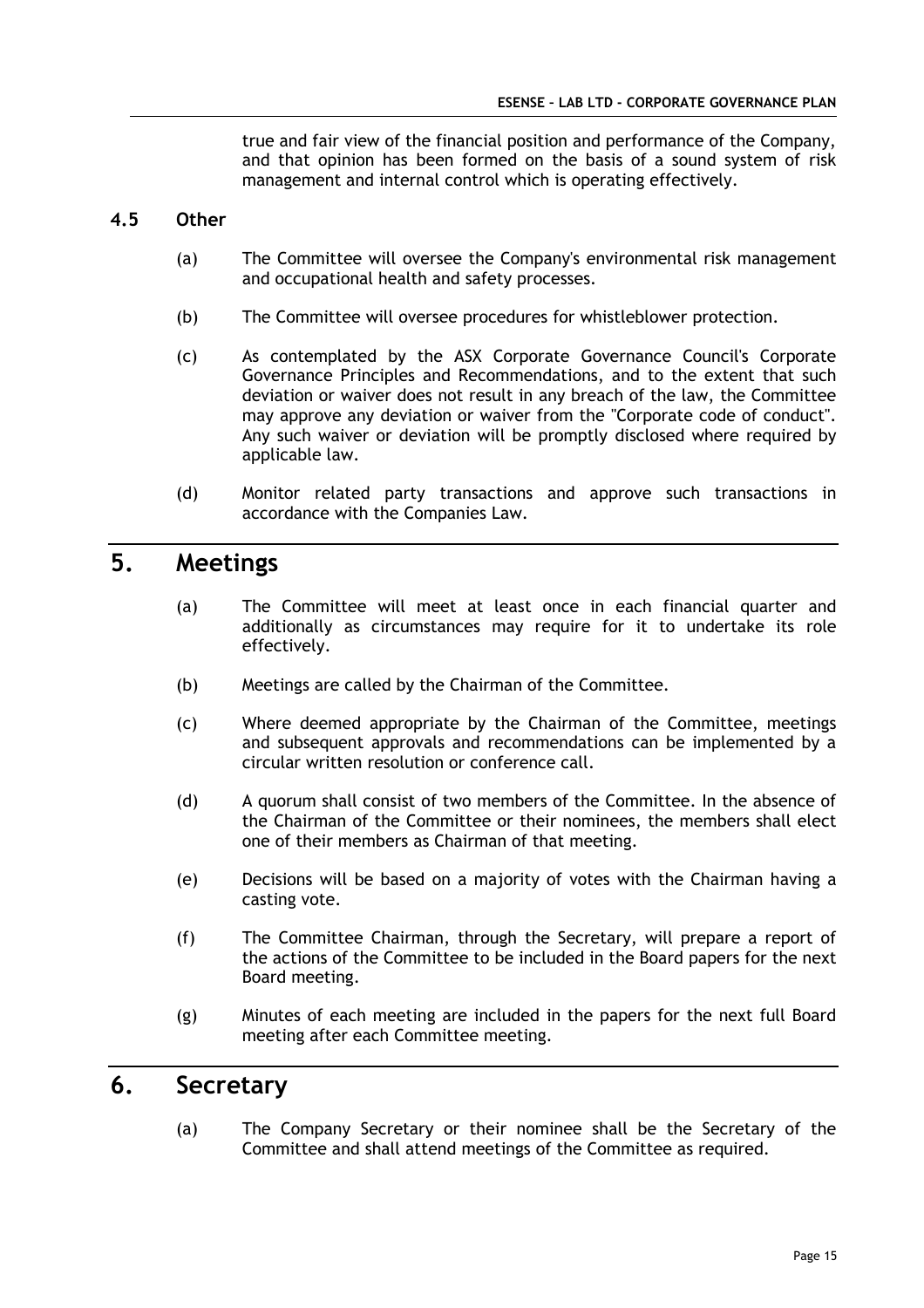true and fair view of the financial position and performance of the Company, and that opinion has been formed on the basis of a sound system of risk management and internal control which is operating effectively.

### 4.5 Other

(a) The Committee will oversee the Company's environmental risk management and occupational health and safety processes.

(b) The Committee will oversee procedures for whistleblower protection.

(c) As contemplated by the ASX Corporate Governance Council's Corporate Governance Principles and Recommendations, and to the extent that such deviation or waiver does not result in any breach of the law, the Committee may approve any deviation or waiver from the "Corporate code of conduct". Any such waiver or deviation will be promptly disclosed where required by applicable law.

(d) Monitor related party transactions and approve such transactions in accordance with the Companies Law.

## 5. Meetings

(a) The Committee will meet at least once in each financial quarter and additionally as circumstances may require for it to undertake its role effectively.

(b) Meetings are called by the Chairman of the Committee.

(c) Where deemed appropriate by the Chairman of the Committee, meetings and subsequent approvals and recommendations can be implemented by a circular written resolution or conference call.

(d) A quorum shall consist of two members of the Committee. In the absence of the Chairman of the Committee or their nominees, the members shall elect one of their members as Chairman of that meeting.

(e) Decisions will be based on a majority of votes with the Chairman having a casting vote.

(f) The Committee Chairman, through the Secretary, will prepare a report of the actions of the Committee to be included in the Board papers for the next Board meeting.

(g) Minutes of each meeting are included in the papers for the next full Board meeting after each Committee meeting.

## 6. Secretary

(a) The Company Secretary or their nominee shall be the Secretary of the Committee and shall attend meetings of the Committee as required.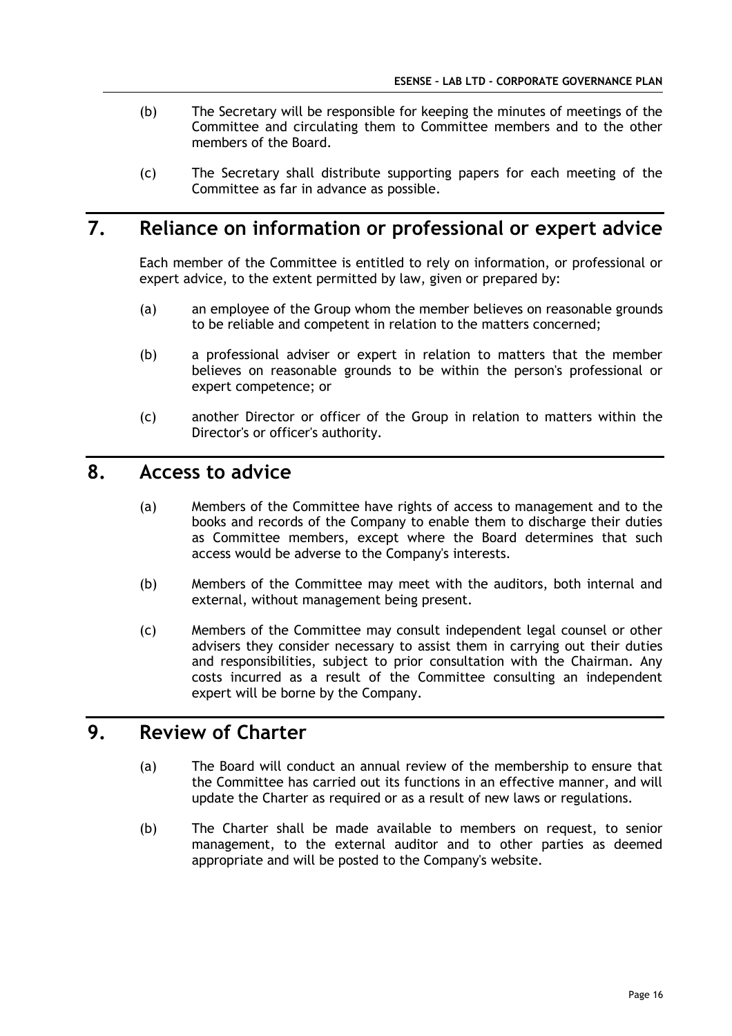(b) The Secretary will be responsible for keeping the minutes of meetings of the Committee and circulating them to Committee members and to the other members of the Board.

(c) The Secretary shall distribute supporting papers for each meeting of the Committee as far in advance as possible.

## 7. Reliance on information or professional or expert advice

Each member of the Committee is entitled to rely on information, or professional or expert advice, to the extent permitted by law, given or prepared by:

(a) an employee of the Group whom the member believes on reasonable grounds to be reliable and competent in relation to the matters concerned;

(b) a professional adviser or expert in relation to matters that the member believes on reasonable grounds to be within the person's professional or expert competence; or

(c) another Director or officer of the Group in relation to matters within the Director's or officer's authority.

## 8. Access to advice

(a) Members of the Committee have rights of access to management and to the books and records of the Company to enable them to discharge their duties as Committee members, except where the Board determines that such access would be adverse to the Company's interests.

(b) Members of the Committee may meet with the auditors, both internal and external, without management being present.

(c) Members of the Committee may consult independent legal counsel or other advisers they consider necessary to assist them in carrying out their duties and responsibilities, subject to prior consultation with the Chairman. Any costs incurred as a result of the Committee consulting an independent expert will be borne by the Company.

## 9. Review of Charter

(a) The Board will conduct an annual review of the membership to ensure that the Committee has carried out its functions in an effective manner, and will update the Charter as required or as a result of new laws or regulations.

(b) The Charter shall be made available to members on request, to senior management, to the external auditor and to other parties as deemed appropriate and will be posted to the Company's website.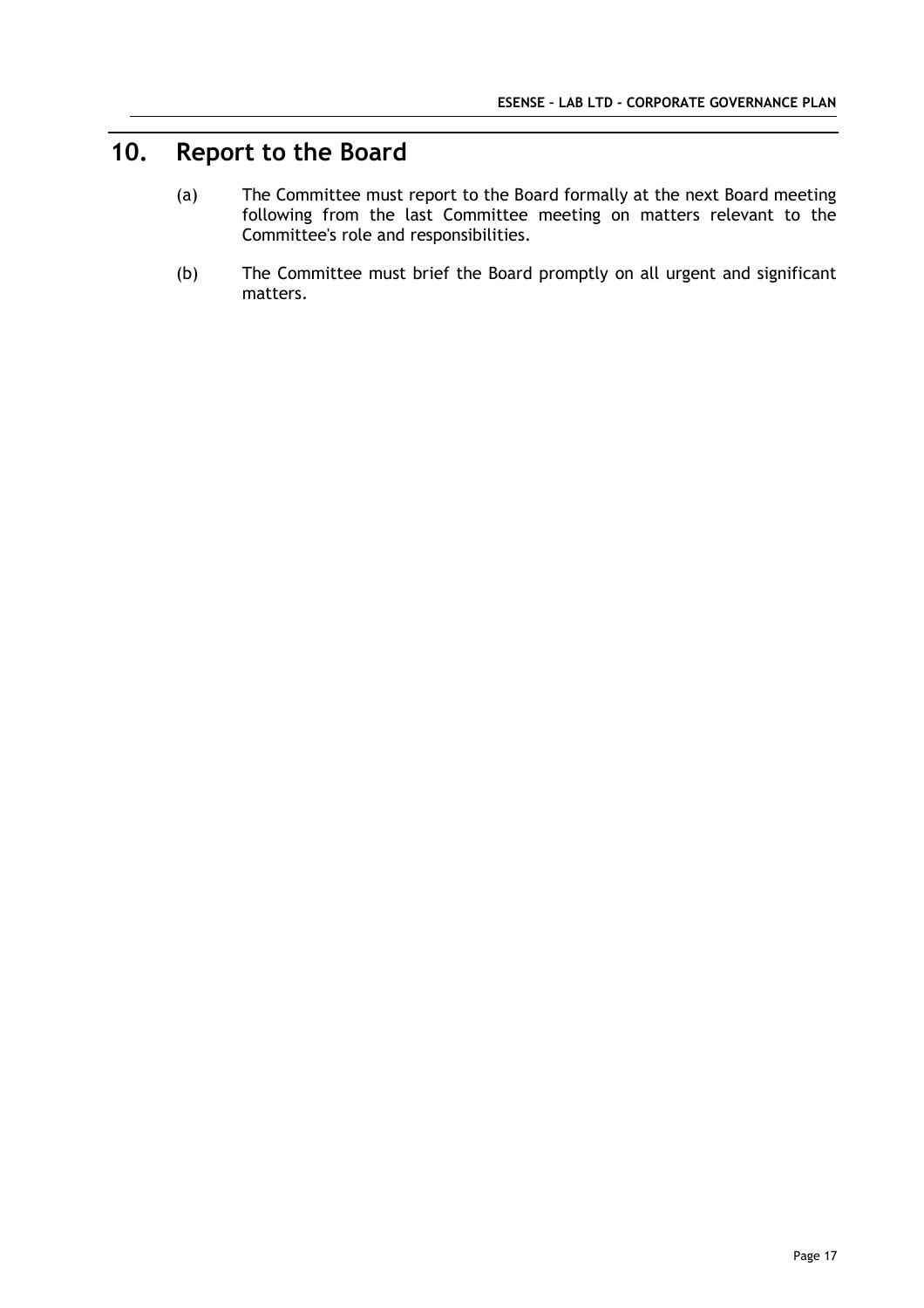# 10. Report to the Board

(a) The Committee must report to the Board formally at the next Board meeting following from the last Committee meeting on matters relevant to the Committee's role and responsibilities.

(b) The Committee must brief the Board promptly on all urgent and significant matters.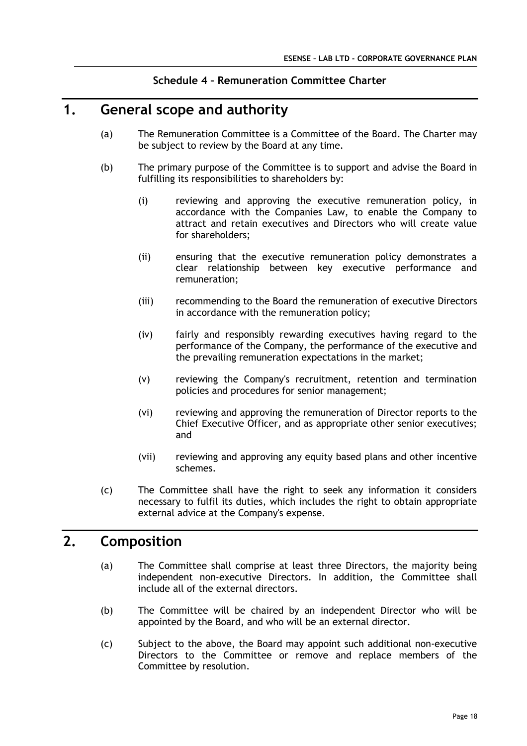**Schedule 4 – Remuneration Committee Charter**

# 1. General scope and authority

(a) The Remuneration Committee is a Committee of the Board. The Charter may be subject to review by the Board at any time.

(b) The primary purpose of the Committee is to support and advise the Board in fulfilling its responsibilities to shareholders by:

(i) reviewing and approving the executive remuneration policy, in accordance with the Companies Law, to enable the Company to attract and retain executives and Directors who will create value for shareholders;

(ii) ensuring that the executive remuneration policy demonstrates a clear relationship between key executive performance and remuneration;

(iii) recommending to the Board the remuneration of executive Directors in accordance with the remuneration policy;

(iv) fairly and responsibly rewarding executives having regard to the performance of the Company, the performance of the executive and the prevailing remuneration expectations in the market;

(v) reviewing the Company's recruitment, retention and termination policies and procedures for senior management;

(vi) reviewing and approving the remuneration of Director reports to the Chief Executive Officer, and as appropriate other senior executives; and

(vii) reviewing and approving any equity based plans and other incentive schemes.

(c) The Committee shall have the right to seek any information it considers necessary to fulfil its duties, which includes the right to obtain appropriate external advice at the Company's expense.

# 2. Composition

(a) The Committee shall comprise at least three Directors, the majority being independent non-executive Directors. In addition, the Committee shall include all of the external directors.

(b) The Committee will be chaired by an independent Director who will be appointed by the Board, and who will be an external director.

(c) Subject to the above, the Board may appoint such additional non-executive Directors to the Committee or remove and replace members of the Committee by resolution.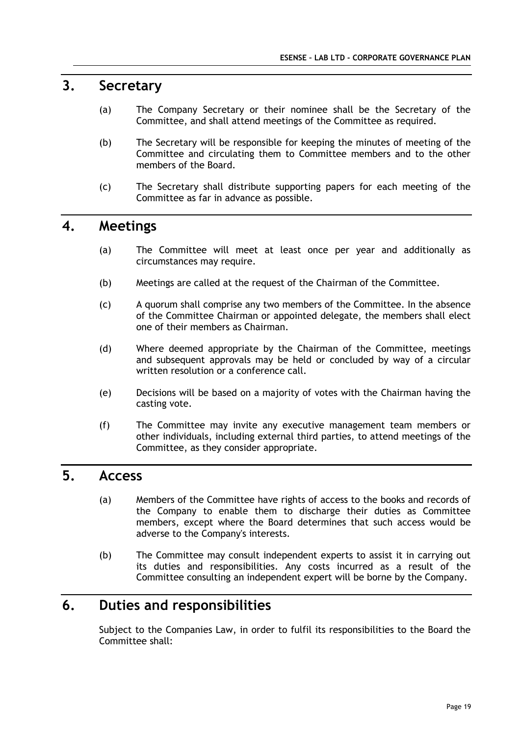## 3. Secretary

(a) The Company Secretary or their nominee shall be the Secretary of the Committee, and shall attend meetings of the Committee as required.

(b) The Secretary will be responsible for keeping the minutes of meeting of the Committee and circulating them to Committee members and to the other members of the Board.

(c) The Secretary shall distribute supporting papers for each meeting of the Committee as far in advance as possible.

## 4. Meetings

(a) The Committee will meet at least once per year and additionally as circumstances may require.

(b) Meetings are called at the request of the Chairman of the Committee.

(c) A quorum shall comprise any two members of the Committee. In the absence of the Committee Chairman or appointed delegate, the members shall elect one of their members as Chairman.

(d) Where deemed appropriate by the Chairman of the Committee, meetings and subsequent approvals may be held or concluded by way of a circular written resolution or a conference call.

(e) Decisions will be based on a majority of votes with the Chairman having the casting vote.

(f) The Committee may invite any executive management team members or other individuals, including external third parties, to attend meetings of the Committee, as they consider appropriate.

## 5. Access

(a) Members of the Committee have rights of access to the books and records of the Company to enable them to discharge their duties as Committee members, except where the Board determines that such access would be adverse to the Company's interests.

(b) The Committee may consult independent experts to assist it in carrying out its duties and responsibilities. Any costs incurred as a result of the Committee consulting an independent expert will be borne by the Company.

## 6. Duties and responsibilities

Subject to the Companies Law, in order to fulfil its responsibilities to the Board the Committee shall: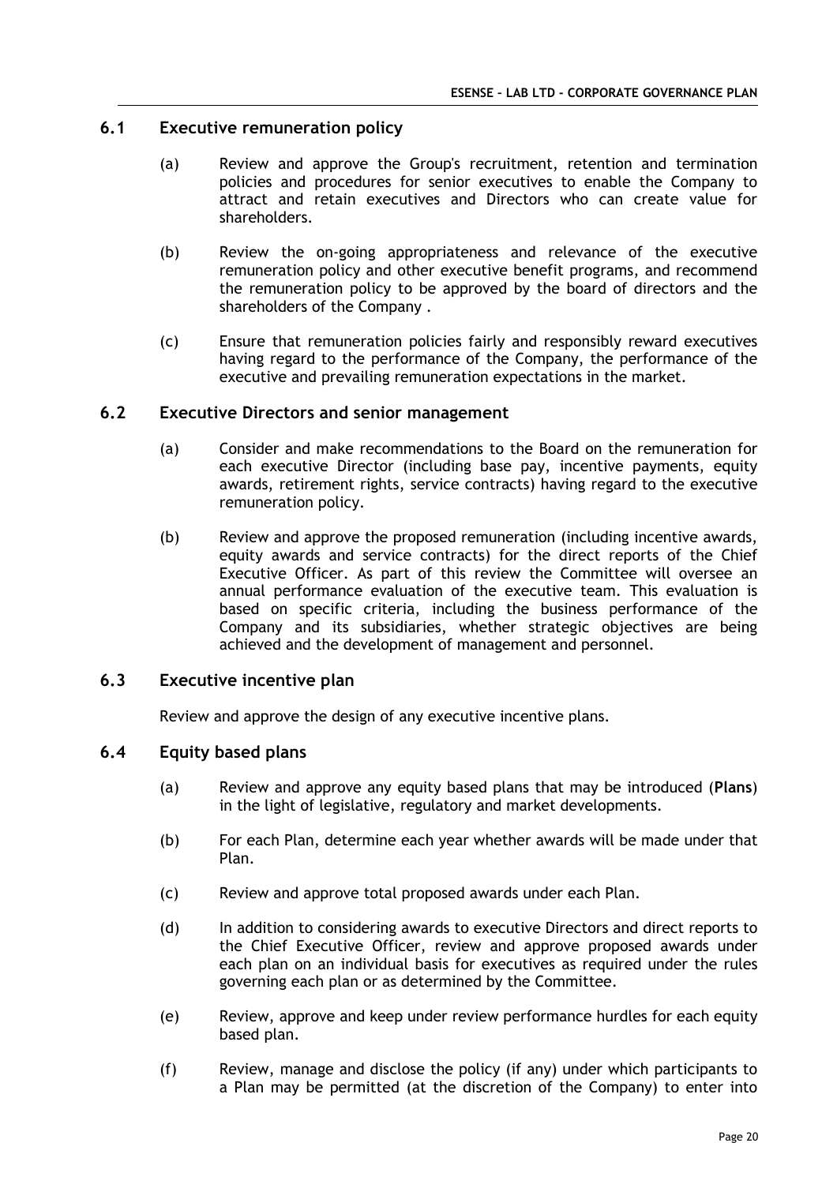## 6.1 Executive remuneration policy

(a) Review and approve the Group's recruitment, retention and termination policies and procedures for senior executives to enable the Company to attract and retain executives and Directors who can create value for shareholders.

(b) Review the on-going appropriateness and relevance of the executive remuneration policy and other executive benefit programs, and recommend the remuneration policy to be approved by the board of directors and the shareholders of the Company .

(c) Ensure that remuneration policies fairly and responsibly reward executives having regard to the performance of the Company, the performance of the executive and prevailing remuneration expectations in the market.

## 6.2 Executive Directors and senior management

(a) Consider and make recommendations to the Board on the remuneration for each executive Director (including base pay, incentive payments, equity awards, retirement rights, service contracts) having regard to the executive remuneration policy.

(b) Review and approve the proposed remuneration (including incentive awards, equity awards and service contracts) for the direct reports of the Chief Executive Officer. As part of this review the Committee will oversee an annual performance evaluation of the executive team. This evaluation is based on specific criteria, including the business performance of the Company and its subsidiaries, whether strategic objectives are being achieved and the development of management and personnel.

## 6.3 Executive incentive plan

Review and approve the design of any executive incentive plans.

## 6.4 Equity based plans

(a) Review and approve any equity based plans that may be introduced (**Plans**) in the light of legislative, regulatory and market developments.

(b) For each Plan, determine each year whether awards will be made under that Plan.

(c) Review and approve total proposed awards under each Plan.

(d) In addition to considering awards to executive Directors and direct reports to the Chief Executive Officer, review and approve proposed awards under each plan on an individual basis for executives as required under the rules governing each plan or as determined by the Committee.

(e) Review, approve and keep under review performance hurdles for each equity based plan.

(f) Review, manage and disclose the policy (if any) under which participants to a Plan may be permitted (at the discretion of the Company) to enter into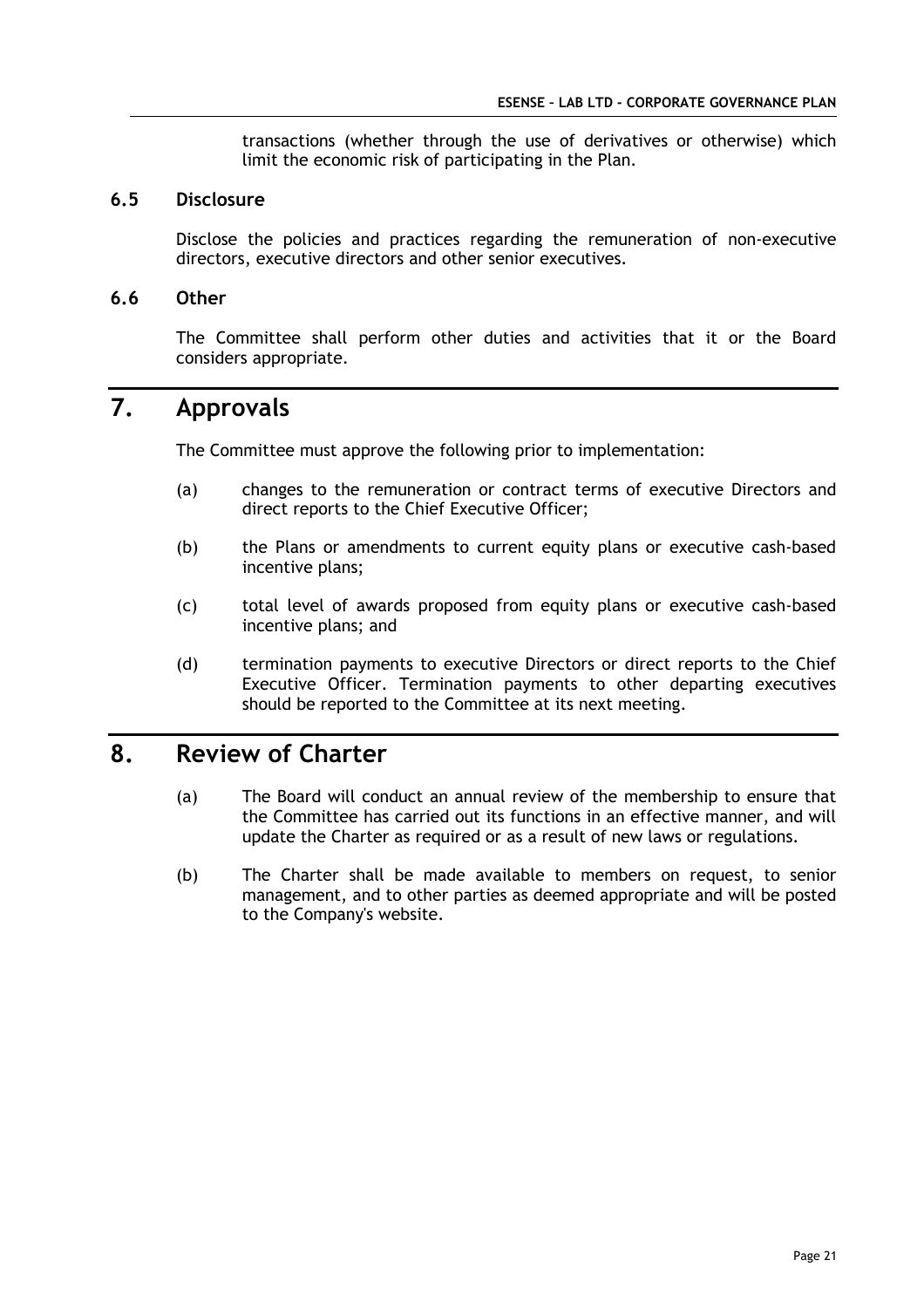transactions (whether through the use of derivatives or otherwise) which limit the economic risk of participating in the Plan.

### 6.5 Disclosure

Disclose the policies and practices regarding the remuneration of non-executive directors, executive directors and other senior executives.

### 6.6 Other

The Committee shall perform other duties and activities that it or the Board considers appropriate.

## 7. Approvals

The Committee must approve the following prior to implementation:

(a) changes to the remuneration or contract terms of executive Directors and direct reports to the Chief Executive Officer;

(b) the Plans or amendments to current equity plans or executive cash-based incentive plans;

(c) total level of awards proposed from equity plans or executive cash-based incentive plans; and

(d) termination payments to executive Directors or direct reports to the Chief Executive Officer. Termination payments to other departing executives should be reported to the Committee at its next meeting.

## 8. Review of Charter

(a) The Board will conduct an annual review of the membership to ensure that the Committee has carried out its functions in an effective manner, and will update the Charter as required or as a result of new laws or regulations.

(b) The Charter shall be made available to members on request, to senior management, and to other parties as deemed appropriate and will be posted to the Company's website.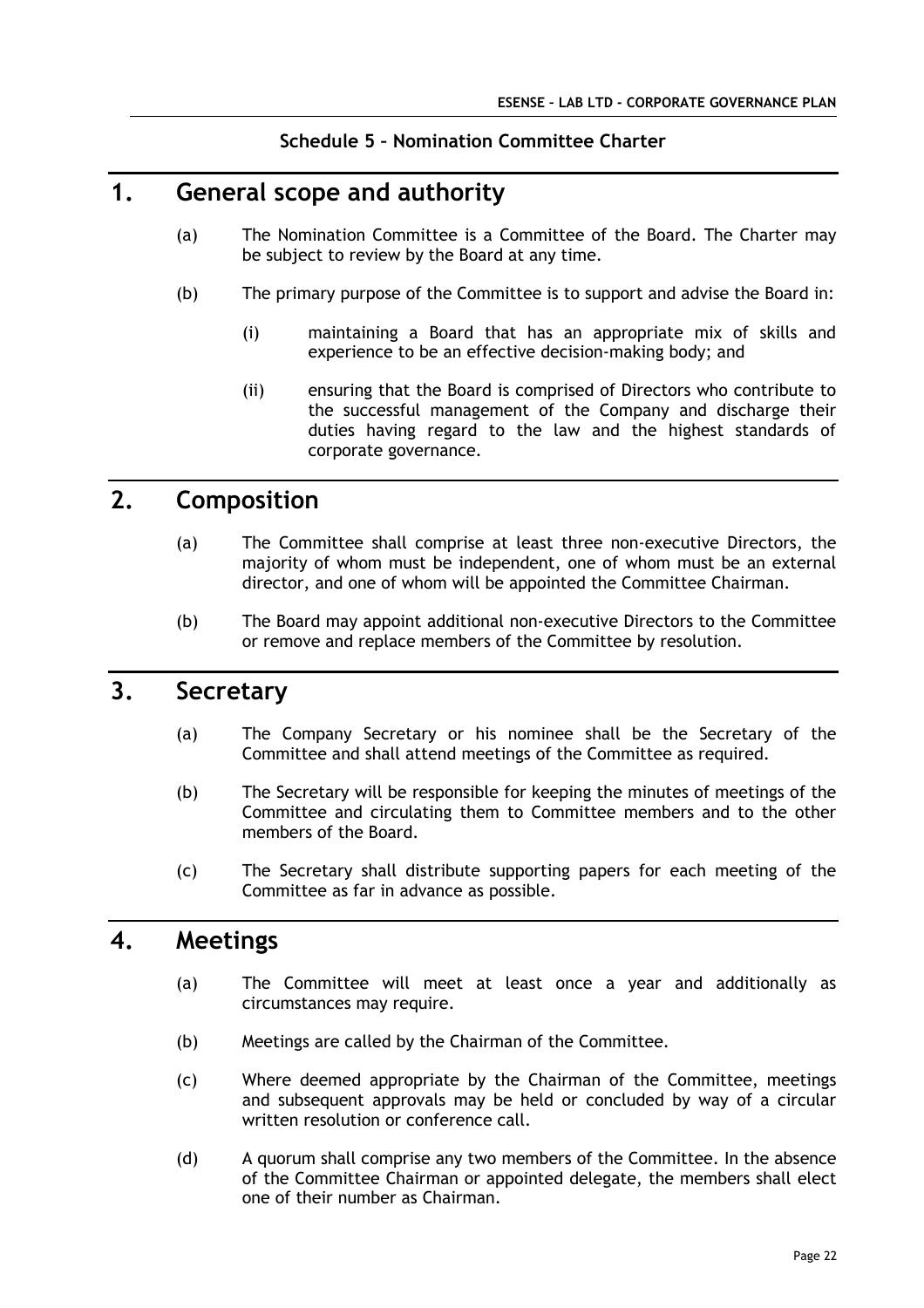**Schedule 5 – Nomination Committee Charter**

# 1. General scope and authority

(a) The Nomination Committee is a Committee of the Board. The Charter may be subject to review by the Board at any time.

(b) The primary purpose of the Committee is to support and advise the Board in:

(i) maintaining a Board that has an appropriate mix of skills and experience to be an effective decision-making body; and

(ii) ensuring that the Board is comprised of Directors who contribute to the successful management of the Company and discharge their duties having regard to the law and the highest standards of corporate governance.

# 2. Composition

(a) The Committee shall comprise at least three non-executive Directors, the majority of whom must be independent, one of whom must be an external director, and one of whom will be appointed the Committee Chairman.

(b) The Board may appoint additional non-executive Directors to the Committee or remove and replace members of the Committee by resolution.

# 3. Secretary

(a) The Company Secretary or his nominee shall be the Secretary of the Committee and shall attend meetings of the Committee as required.

(b) The Secretary will be responsible for keeping the minutes of meetings of the Committee and circulating them to Committee members and to the other members of the Board.

(c) The Secretary shall distribute supporting papers for each meeting of the Committee as far in advance as possible.

# 4. Meetings

(a) The Committee will meet at least once a year and additionally as circumstances may require.

(b) Meetings are called by the Chairman of the Committee.

(c) Where deemed appropriate by the Chairman of the Committee, meetings and subsequent approvals may be held or concluded by way of a circular written resolution or conference call.

(d) A quorum shall comprise any two members of the Committee. In the absence of the Committee Chairman or appointed delegate, the members shall elect one of their number as Chairman.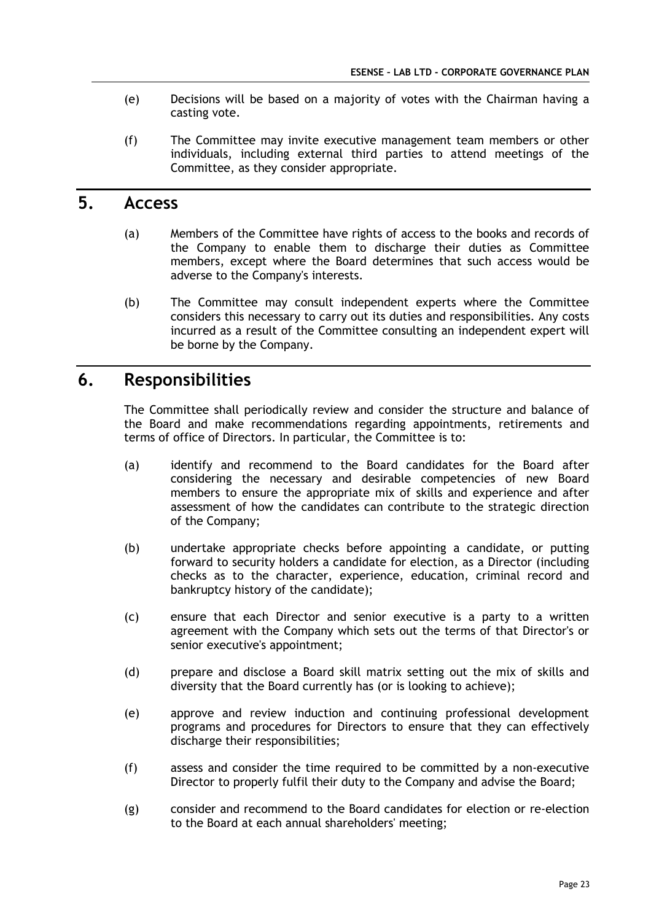(e) Decisions will be based on a majority of votes with the Chairman having a casting vote.

(f) The Committee may invite executive management team members or other individuals, including external third parties to attend meetings of the Committee, as they consider appropriate.

# 5. Access

(a) Members of the Committee have rights of access to the books and records of the Company to enable them to discharge their duties as Committee members, except where the Board determines that such access would be adverse to the Company's interests.

(b) The Committee may consult independent experts where the Committee considers this necessary to carry out its duties and responsibilities. Any costs incurred as a result of the Committee consulting an independent expert will be borne by the Company.

# 6. Responsibilities

The Committee shall periodically review and consider the structure and balance of the Board and make recommendations regarding appointments, retirements and terms of office of Directors. In particular, the Committee is to:

(a) identify and recommend to the Board candidates for the Board after considering the necessary and desirable competencies of new Board members to ensure the appropriate mix of skills and experience and after assessment of how the candidates can contribute to the strategic direction of the Company;

(b) undertake appropriate checks before appointing a candidate, or putting forward to security holders a candidate for election, as a Director (including checks as to the character, experience, education, criminal record and bankruptcy history of the candidate);

(c) ensure that each Director and senior executive is a party to a written agreement with the Company which sets out the terms of that Director's or senior executive's appointment;

(d) prepare and disclose a Board skill matrix setting out the mix of skills and diversity that the Board currently has (or is looking to achieve);

(e) approve and review induction and continuing professional development programs and procedures for Directors to ensure that they can effectively discharge their responsibilities;

(f) assess and consider the time required to be committed by a non-executive Director to properly fulfil their duty to the Company and advise the Board;

(g) consider and recommend to the Board candidates for election or re-election to the Board at each annual shareholders' meeting;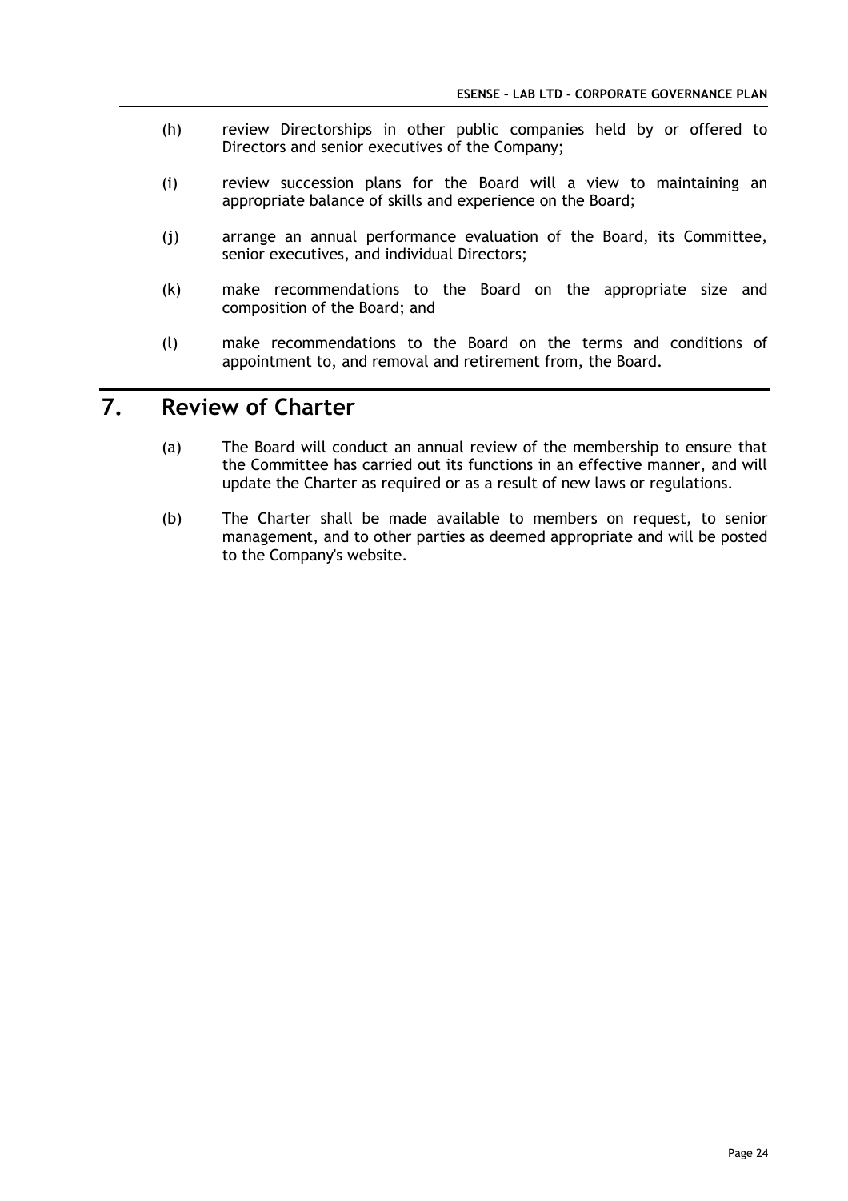(h) review Directorships in other public companies held by or offered to Directors and senior executives of the Company;

(i) review succession plans for the Board will a view to maintaining an appropriate balance of skills and experience on the Board;

(j) arrange an annual performance evaluation of the Board, its Committee, senior executives, and individual Directors;

(k) make recommendations to the Board on the appropriate size and composition of the Board; and

(l) make recommendations to the Board on the terms and conditions of appointment to, and removal and retirement from, the Board.

# 7. Review of Charter

(a) The Board will conduct an annual review of the membership to ensure that the Committee has carried out its functions in an effective manner, and will update the Charter as required or as a result of new laws or regulations.

(b) The Charter shall be made available to members on request, to senior management, and to other parties as deemed appropriate and will be posted to the Company's website.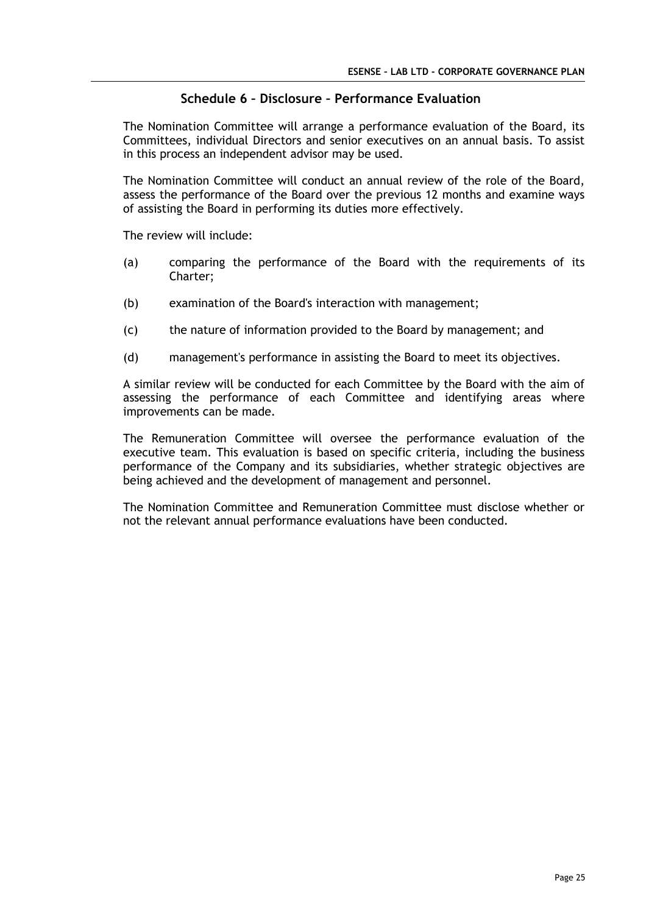## Schedule 6 – Disclosure – Performance Evaluation

The Nomination Committee will arrange a performance evaluation of the Board, its Committees, individual Directors and senior executives on an annual basis. To assist in this process an independent advisor may be used.

The Nomination Committee will conduct an annual review of the role of the Board, assess the performance of the Board over the previous 12 months and examine ways of assisting the Board in performing its duties more effectively.

The review will include:

(a) comparing the performance of the Board with the requirements of its Charter;

(b) examination of the Board's interaction with management;

(c) the nature of information provided to the Board by management; and

(d) management's performance in assisting the Board to meet its objectives.

A similar review will be conducted for each Committee by the Board with the aim of assessing the performance of each Committee and identifying areas where improvements can be made.

The Remuneration Committee will oversee the performance evaluation of the executive team. This evaluation is based on specific criteria, including the business performance of the Company and its subsidiaries, whether strategic objectives are being achieved and the development of management and personnel.

The Nomination Committee and Remuneration Committee must disclose whether or not the relevant annual performance evaluations have been conducted.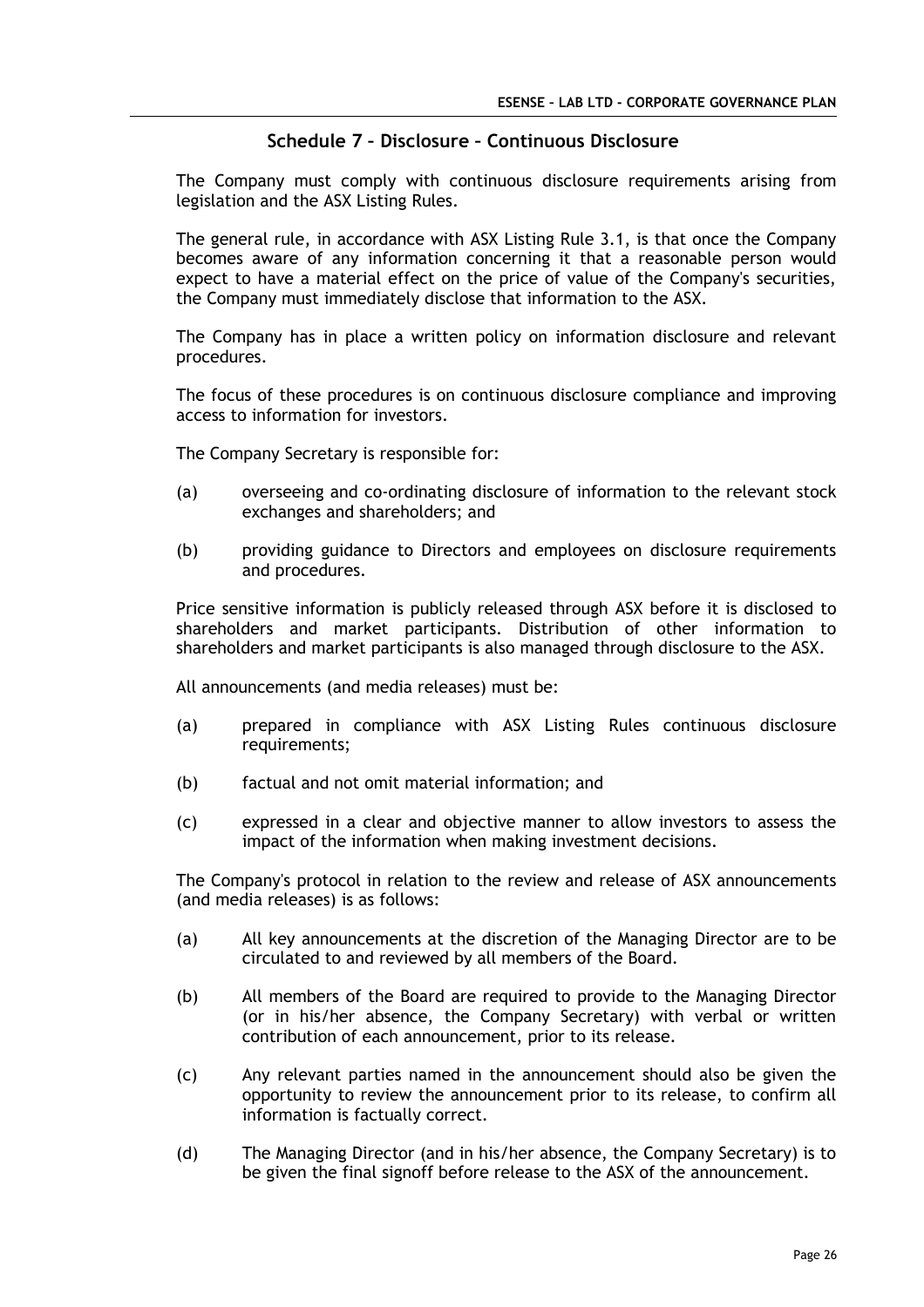## Schedule 7 – Disclosure – Continuous Disclosure

The Company must comply with continuous disclosure requirements arising from legislation and the ASX Listing Rules.

The general rule, in accordance with ASX Listing Rule 3.1, is that once the Company becomes aware of any information concerning it that a reasonable person would expect to have a material effect on the price of value of the Company's securities, the Company must immediately disclose that information to the ASX.

The Company has in place a written policy on information disclosure and relevant procedures.

The focus of these procedures is on continuous disclosure compliance and improving access to information for investors.

The Company Secretary is responsible for:

(a) overseeing and co-ordinating disclosure of information to the relevant stock exchanges and shareholders; and

(b) providing guidance to Directors and employees on disclosure requirements and procedures.

Price sensitive information is publicly released through ASX before it is disclosed to shareholders and market participants. Distribution of other information to shareholders and market participants is also managed through disclosure to the ASX.

All announcements (and media releases) must be:

(a) prepared in compliance with ASX Listing Rules continuous disclosure requirements;

(b) factual and not omit material information; and

(c) expressed in a clear and objective manner to allow investors to assess the impact of the information when making investment decisions.

The Company's protocol in relation to the review and release of ASX announcements (and media releases) is as follows:

(a) All key announcements at the discretion of the Managing Director are to be circulated to and reviewed by all members of the Board.

(b) All members of the Board are required to provide to the Managing Director (or in his/her absence, the Company Secretary) with verbal or written contribution of each announcement, prior to its release.

(c) Any relevant parties named in the announcement should also be given the opportunity to review the announcement prior to its release, to confirm all information is factually correct.

(d) The Managing Director (and in his/her absence, the Company Secretary) is to be given the final signoff before release to the ASX of the announcement.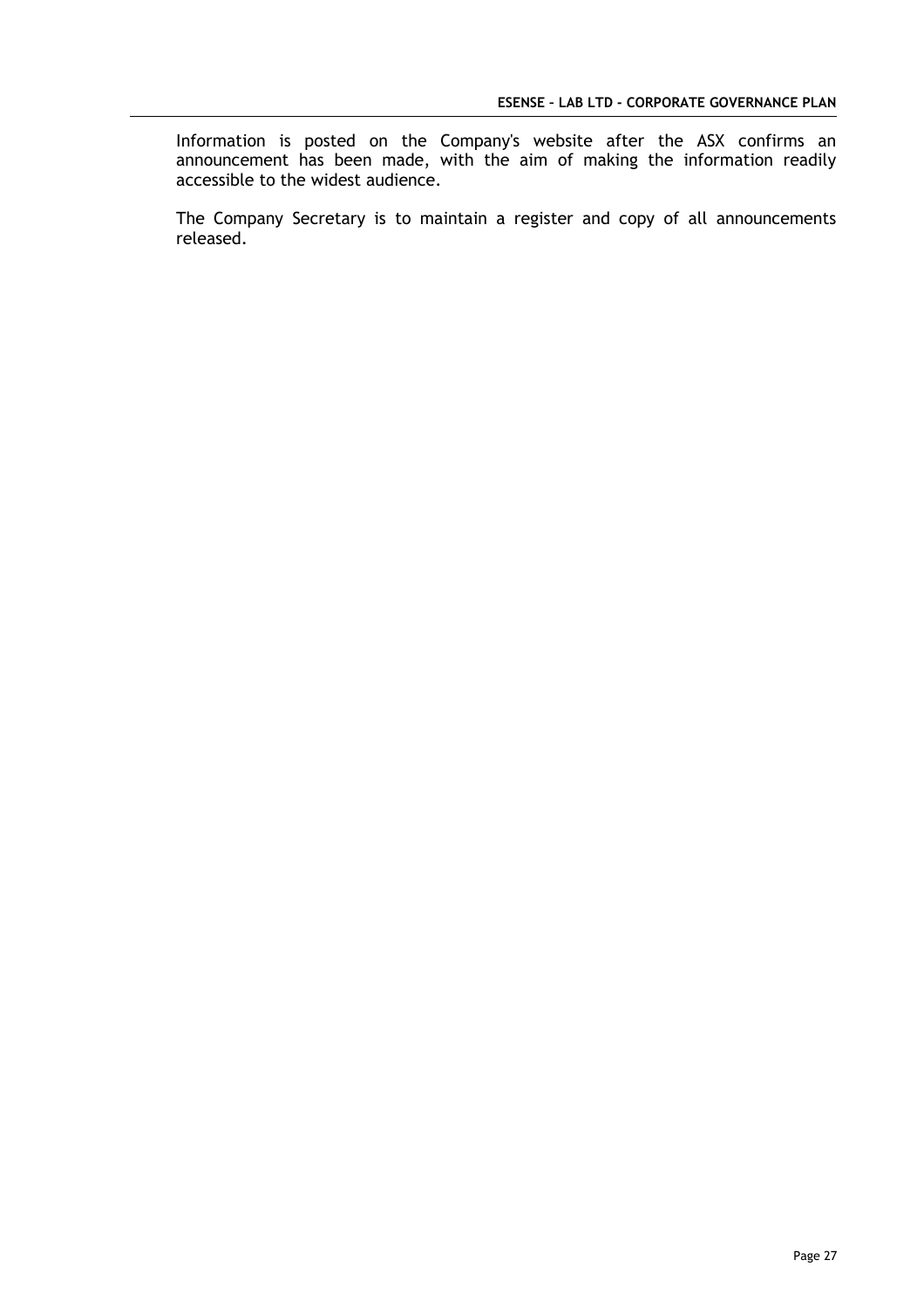Information is posted on the Company's website after the ASX confirms an announcement has been made, with the aim of making the information readily accessible to the widest audience.

The Company Secretary is to maintain a register and copy of all announcements released.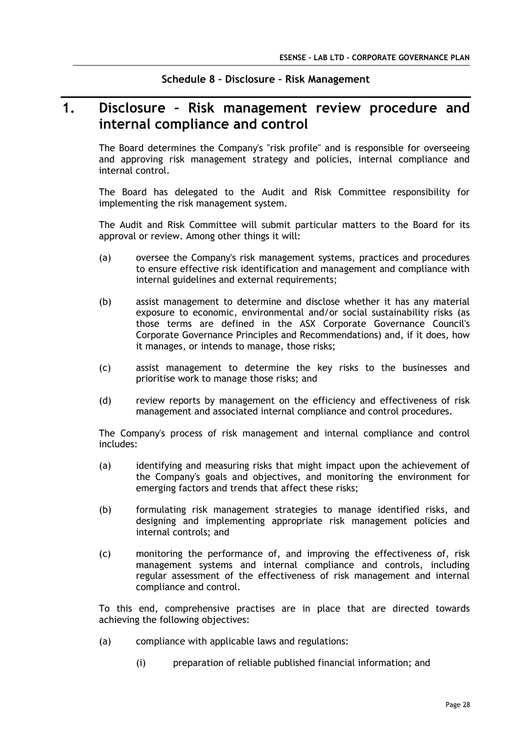## Schedule 8 – Disclosure – Risk Management

# 1. Disclosure – Risk management review procedure and internal compliance and control

The Board determines the Company's "risk profile" and is responsible for overseeing and approving risk management strategy and policies, internal compliance and internal control.

The Board has delegated to the Audit and Risk Committee responsibility for implementing the risk management system.

The Audit and Risk Committee will submit particular matters to the Board for its approval or review. Among other things it will:

(a) oversee the Company's risk management systems, practices and procedures to ensure effective risk identification and management and compliance with internal guidelines and external requirements;

(b) assist management to determine and disclose whether it has any material exposure to economic, environmental and/or social sustainability risks (as those terms are defined in the ASX Corporate Governance Council's Corporate Governance Principles and Recommendations) and, if it does, how it manages, or intends to manage, those risks;

(c) assist management to determine the key risks to the businesses and prioritise work to manage those risks; and

(d) review reports by management on the efficiency and effectiveness of risk management and associated internal compliance and control procedures.

The Company's process of risk management and internal compliance and control includes:

(a) identifying and measuring risks that might impact upon the achievement of the Company's goals and objectives, and monitoring the environment for emerging factors and trends that affect these risks;

(b) formulating risk management strategies to manage identified risks, and designing and implementing appropriate risk management policies and internal controls; and

(c) monitoring the performance of, and improving the effectiveness of, risk management systems and internal compliance and controls, including regular assessment of the effectiveness of risk management and internal compliance and control.

To this end, comprehensive practises are in place that are directed towards achieving the following objectives:

(a) compliance with applicable laws and regulations:

 (i) preparation of reliable published financial information; and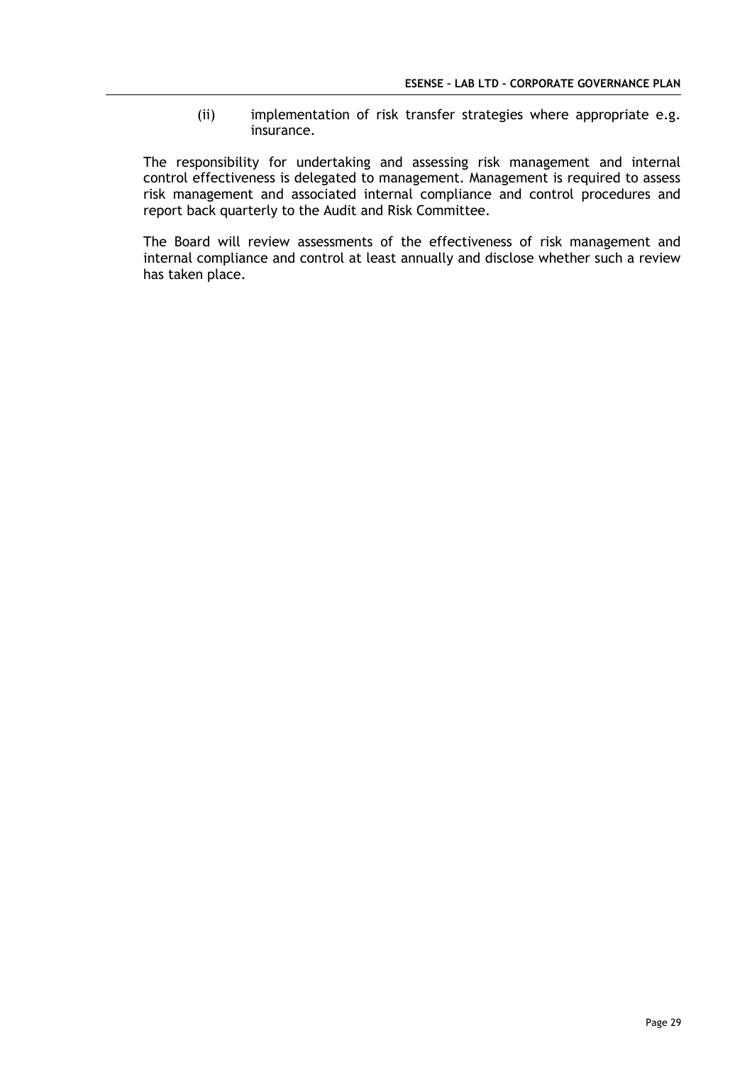(ii) implementation of risk transfer strategies where appropriate e.g. insurance.

The responsibility for undertaking and assessing risk management and internal control effectiveness is delegated to management. Management is required to assess risk management and associated internal compliance and control procedures and report back quarterly to the Audit and Risk Committee.

The Board will review assessments of the effectiveness of risk management and internal compliance and control at least annually and disclose whether such a review has taken place.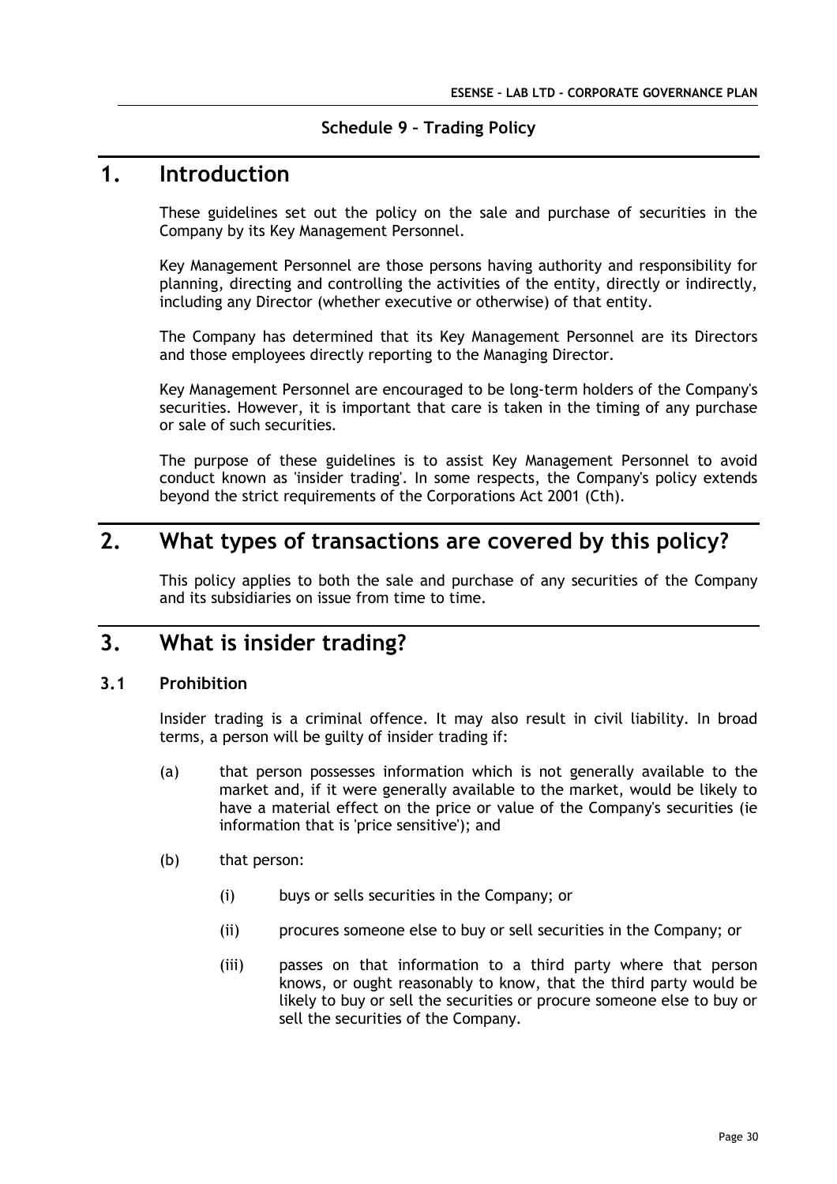**Schedule 9 – Trading Policy**

# 1. Introduction

These guidelines set out the policy on the sale and purchase of securities in the Company by its Key Management Personnel.

Key Management Personnel are those persons having authority and responsibility for planning, directing and controlling the activities of the entity, directly or indirectly, including any Director (whether executive or otherwise) of that entity.

The Company has determined that its Key Management Personnel are its Directors and those employees directly reporting to the Managing Director.

Key Management Personnel are encouraged to be long-term holders of the Company's securities. However, it is important that care is taken in the timing of any purchase or sale of such securities.

The purpose of these guidelines is to assist Key Management Personnel to avoid conduct known as 'insider trading'. In some respects, the Company's policy extends beyond the strict requirements of the Corporations Act 2001 (Cth).

# 2. What types of transactions are covered by this policy?

This policy applies to both the sale and purchase of any securities of the Company and its subsidiaries on issue from time to time.

# 3. What is insider trading?

## 3.1 Prohibition

Insider trading is a criminal offence. It may also result in civil liability. In broad terms, a person will be guilty of insider trading if:

(a) that person possesses information which is not generally available to the market and, if it were generally available to the market, would be likely to have a material effect on the price or value of the Company's securities (ie information that is 'price sensitive'); and

(b) that person:

(i) buys or sells securities in the Company; or

(ii) procures someone else to buy or sell securities in the Company; or

(iii) passes on that information to a third party where that person knows, or ought reasonably to know, that the third party would be likely to buy or sell the securities or procure someone else to buy or sell the securities of the Company.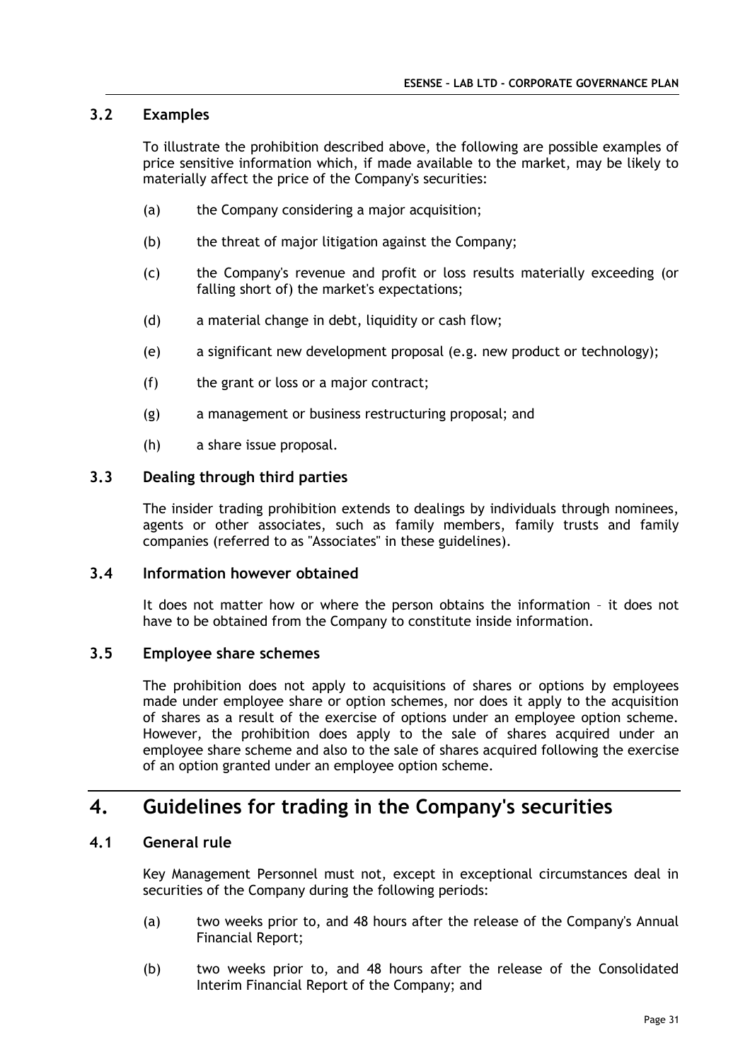### 3.2 Examples

To illustrate the prohibition described above, the following are possible examples of price sensitive information which, if made available to the market, may be likely to materially affect the price of the Company's securities:

(a) the Company considering a major acquisition;

(b) the threat of major litigation against the Company;

(c) the Company's revenue and profit or loss results materially exceeding (or falling short of) the market's expectations;

(d) a material change in debt, liquidity or cash flow;

(e) a significant new development proposal (e.g. new product or technology);

(f) the grant or loss or a major contract;

(g) a management or business restructuring proposal; and

(h) a share issue proposal.

### 3.3 Dealing through third parties

The insider trading prohibition extends to dealings by individuals through nominees, agents or other associates, such as family members, family trusts and family companies (referred to as "Associates" in these guidelines).

### 3.4 Information however obtained

It does not matter how or where the person obtains the information – it does not have to be obtained from the Company to constitute inside information.

### 3.5 Employee share schemes

The prohibition does not apply to acquisitions of shares or options by employees made under employee share or option schemes, nor does it apply to the acquisition of shares as a result of the exercise of options under an employee option scheme. However, the prohibition does apply to the sale of shares acquired under an employee share scheme and also to the sale of shares acquired following the exercise of an option granted under an employee option scheme.

## 4. Guidelines for trading in the Company's securities

### 4.1 General rule

Key Management Personnel must not, except in exceptional circumstances deal in securities of the Company during the following periods:

(a) two weeks prior to, and 48 hours after the release of the Company's Annual Financial Report;

(b) two weeks prior to, and 48 hours after the release of the Consolidated Interim Financial Report of the Company; and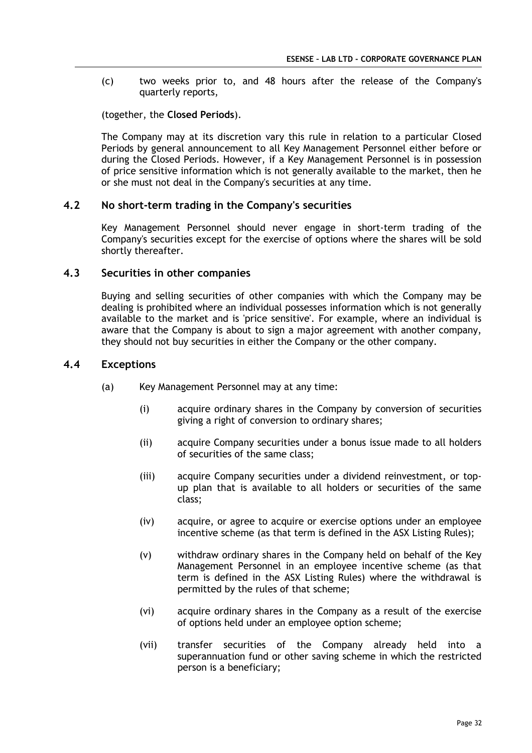(c) two weeks prior to, and 48 hours after the release of the Company's quarterly reports,

(together, the **Closed Periods**).

The Company may at its discretion vary this rule in relation to a particular Closed Periods by general announcement to all Key Management Personnel either before or during the Closed Periods. However, if a Key Management Personnel is in possession of price sensitive information which is not generally available to the market, then he or she must not deal in the Company's securities at any time.

## 4.2 No short-term trading in the Company's securities

Key Management Personnel should never engage in short-term trading of the Company's securities except for the exercise of options where the shares will be sold shortly thereafter.

## 4.3 Securities in other companies

Buying and selling securities of other companies with which the Company may be dealing is prohibited where an individual possesses information which is not generally available to the market and is 'price sensitive'. For example, where an individual is aware that the Company is about to sign a major agreement with another company, they should not buy securities in either the Company or the other company.

## 4.4 Exceptions

(a) Key Management Personnel may at any time:

  (i) acquire ordinary shares in the Company by conversion of securities giving a right of conversion to ordinary shares;

  (ii) acquire Company securities under a bonus issue made to all holders of securities of the same class;

  (iii) acquire Company securities under a dividend reinvestment, or top-up plan that is available to all holders or securities of the same class;

  (iv) acquire, or agree to acquire or exercise options under an employee incentive scheme (as that term is defined in the ASX Listing Rules);

  (v) withdraw ordinary shares in the Company held on behalf of the Key Management Personnel in an employee incentive scheme (as that term is defined in the ASX Listing Rules) where the withdrawal is permitted by the rules of that scheme;

  (vi) acquire ordinary shares in the Company as a result of the exercise of options held under an employee option scheme;

  (vii) transfer securities of the Company already held into a superannuation fund or other saving scheme in which the restricted person is a beneficiary;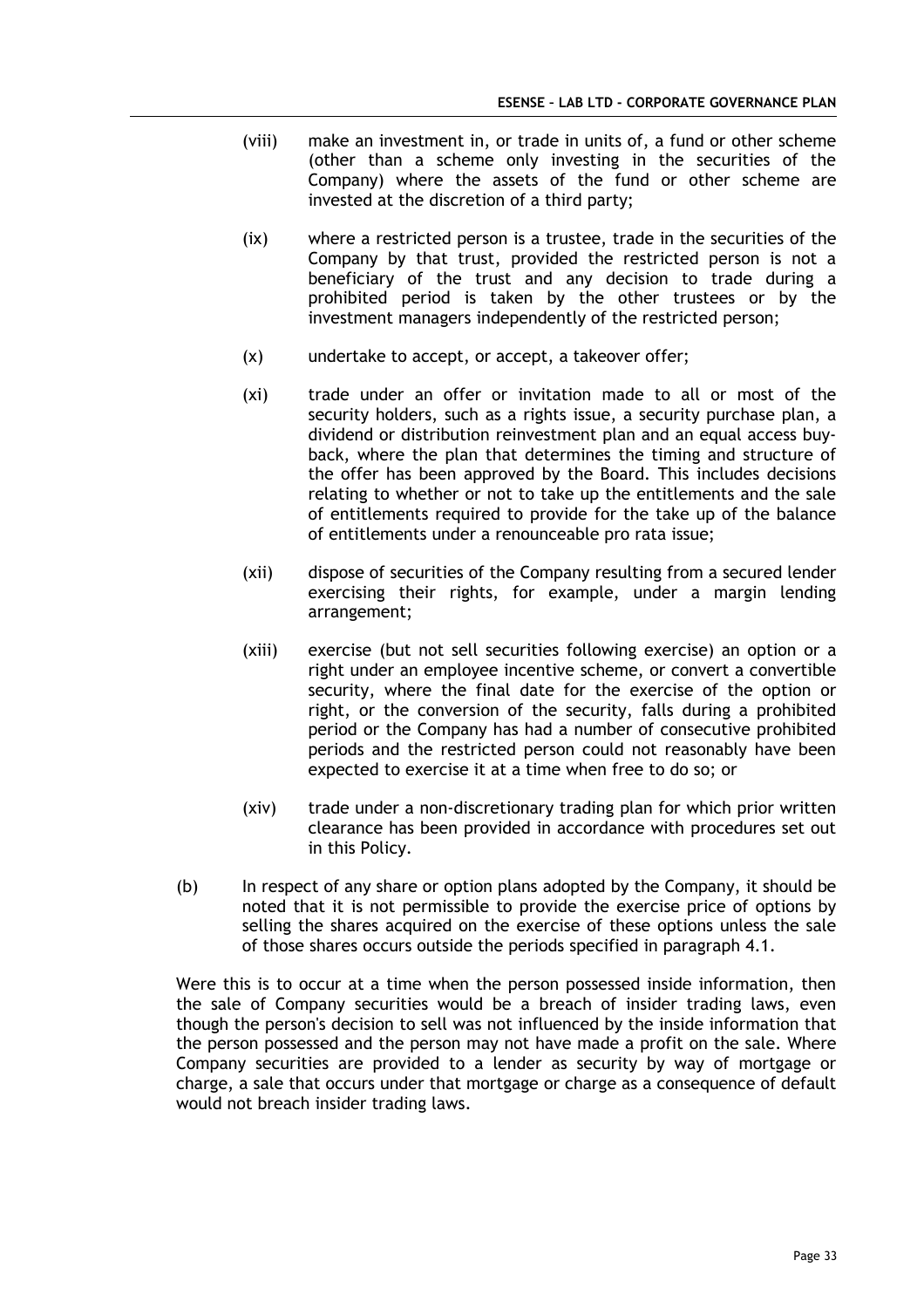(viii) make an investment in, or trade in units of, a fund or other scheme (other than a scheme only investing in the securities of the Company) where the assets of the fund or other scheme are invested at the discretion of a third party;

(ix) where a restricted person is a trustee, trade in the securities of the Company by that trust, provided the restricted person is not a beneficiary of the trust and any decision to trade during a prohibited period is taken by the other trustees or by the investment managers independently of the restricted person;

(x) undertake to accept, or accept, a takeover offer;

(xi) trade under an offer or invitation made to all or most of the security holders, such as a rights issue, a security purchase plan, a dividend or distribution reinvestment plan and an equal access buy-back, where the plan that determines the timing and structure of the offer has been approved by the Board. This includes decisions relating to whether or not to take up the entitlements and the sale of entitlements required to provide for the take up of the balance of entitlements under a renounceable pro rata issue;

(xii) dispose of securities of the Company resulting from a secured lender exercising their rights, for example, under a margin lending arrangement;

(xiii) exercise (but not sell securities following exercise) an option or a right under an employee incentive scheme, or convert a convertible security, where the final date for the exercise of the option or right, or the conversion of the security, falls during a prohibited period or the Company has had a number of consecutive prohibited periods and the restricted person could not reasonably have been expected to exercise it at a time when free to do so; or

(xiv) trade under a non-discretionary trading plan for which prior written clearance has been provided in accordance with procedures set out in this Policy.

(b) In respect of any share or option plans adopted by the Company, it should be noted that it is not permissible to provide the exercise price of options by selling the shares acquired on the exercise of these options unless the sale of those shares occurs outside the periods specified in paragraph 4.1.

Were this is to occur at a time when the person possessed inside information, then the sale of Company securities would be a breach of insider trading laws, even though the person's decision to sell was not influenced by the inside information that the person possessed and the person may not have made a profit on the sale. Where Company securities are provided to a lender as security by way of mortgage or charge, a sale that occurs under that mortgage or charge as a consequence of default would not breach insider trading laws.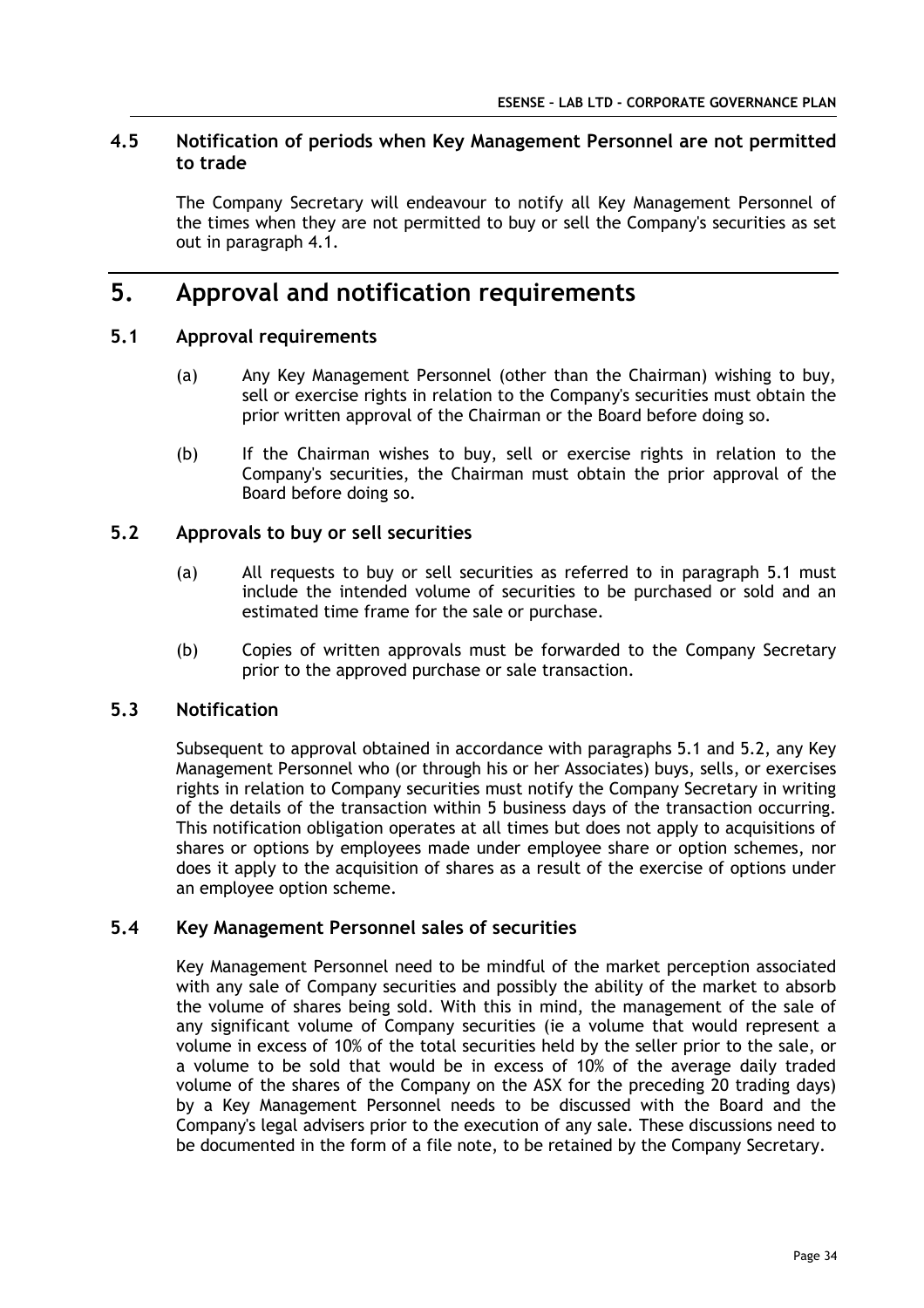### 4.5 Notification of periods when Key Management Personnel are not permitted to trade

The Company Secretary will endeavour to notify all Key Management Personnel of the times when they are not permitted to buy or sell the Company's securities as set out in paragraph 4.1.

## 5. Approval and notification requirements

### 5.1 Approval requirements

(a) Any Key Management Personnel (other than the Chairman) wishing to buy, sell or exercise rights in relation to the Company's securities must obtain the prior written approval of the Chairman or the Board before doing so.

(b) If the Chairman wishes to buy, sell or exercise rights in relation to the Company's securities, the Chairman must obtain the prior approval of the Board before doing so.

### 5.2 Approvals to buy or sell securities

(a) All requests to buy or sell securities as referred to in paragraph 5.1 must include the intended volume of securities to be purchased or sold and an estimated time frame for the sale or purchase.

(b) Copies of written approvals must be forwarded to the Company Secretary prior to the approved purchase or sale transaction.

### 5.3 Notification

Subsequent to approval obtained in accordance with paragraphs 5.1 and 5.2, any Key Management Personnel who (or through his or her Associates) buys, sells, or exercises rights in relation to Company securities must notify the Company Secretary in writing of the details of the transaction within 5 business days of the transaction occurring. This notification obligation operates at all times but does not apply to acquisitions of shares or options by employees made under employee share or option schemes, nor does it apply to the acquisition of shares as a result of the exercise of options under an employee option scheme.

### 5.4 Key Management Personnel sales of securities

Key Management Personnel need to be mindful of the market perception associated with any sale of Company securities and possibly the ability of the market to absorb the volume of shares being sold. With this in mind, the management of the sale of any significant volume of Company securities (ie a volume that would represent a volume in excess of 10% of the total securities held by the seller prior to the sale, or a volume to be sold that would be in excess of 10% of the average daily traded volume of the shares of the Company on the ASX for the preceding 20 trading days) by a Key Management Personnel needs to be discussed with the Board and the Company's legal advisers prior to the execution of any sale. These discussions need to be documented in the form of a file note, to be retained by the Company Secretary.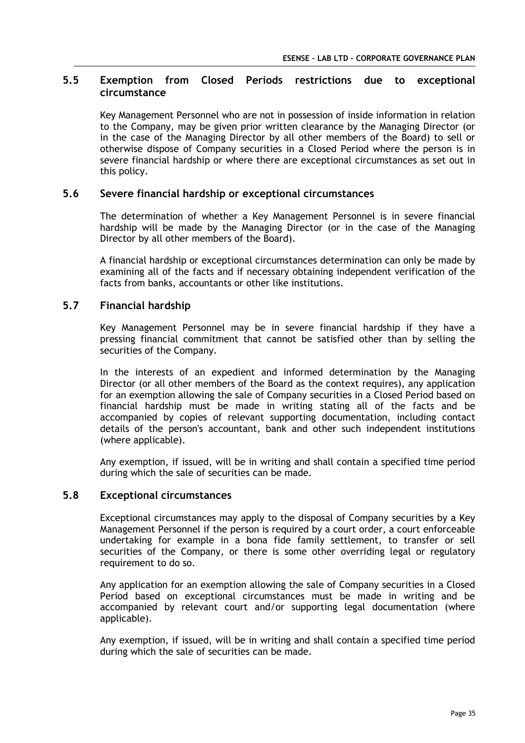## 5.5 Exemption from Closed Periods restrictions due to exceptional circumstance

Key Management Personnel who are not in possession of inside information in relation to the Company, may be given prior written clearance by the Managing Director (or in the case of the Managing Director by all other members of the Board) to sell or otherwise dispose of Company securities in a Closed Period where the person is in severe financial hardship or where there are exceptional circumstances as set out in this policy.

## 5.6 Severe financial hardship or exceptional circumstances

The determination of whether a Key Management Personnel is in severe financial hardship will be made by the Managing Director (or in the case of the Managing Director by all other members of the Board).

A financial hardship or exceptional circumstances determination can only be made by examining all of the facts and if necessary obtaining independent verification of the facts from banks, accountants or other like institutions.

## 5.7 Financial hardship

Key Management Personnel may be in severe financial hardship if they have a pressing financial commitment that cannot be satisfied other than by selling the securities of the Company.

In the interests of an expedient and informed determination by the Managing Director (or all other members of the Board as the context requires), any application for an exemption allowing the sale of Company securities in a Closed Period based on financial hardship must be made in writing stating all of the facts and be accompanied by copies of relevant supporting documentation, including contact details of the person's accountant, bank and other such independent institutions (where applicable).

Any exemption, if issued, will be in writing and shall contain a specified time period during which the sale of securities can be made.

## 5.8 Exceptional circumstances

Exceptional circumstances may apply to the disposal of Company securities by a Key Management Personnel if the person is required by a court order, a court enforceable undertaking for example in a bona fide family settlement, to transfer or sell securities of the Company, or there is some other overriding legal or regulatory requirement to do so.

Any application for an exemption allowing the sale of Company securities in a Closed Period based on exceptional circumstances must be made in writing and be accompanied by relevant court and/or supporting legal documentation (where applicable).

Any exemption, if issued, will be in writing and shall contain a specified time period during which the sale of securities can be made.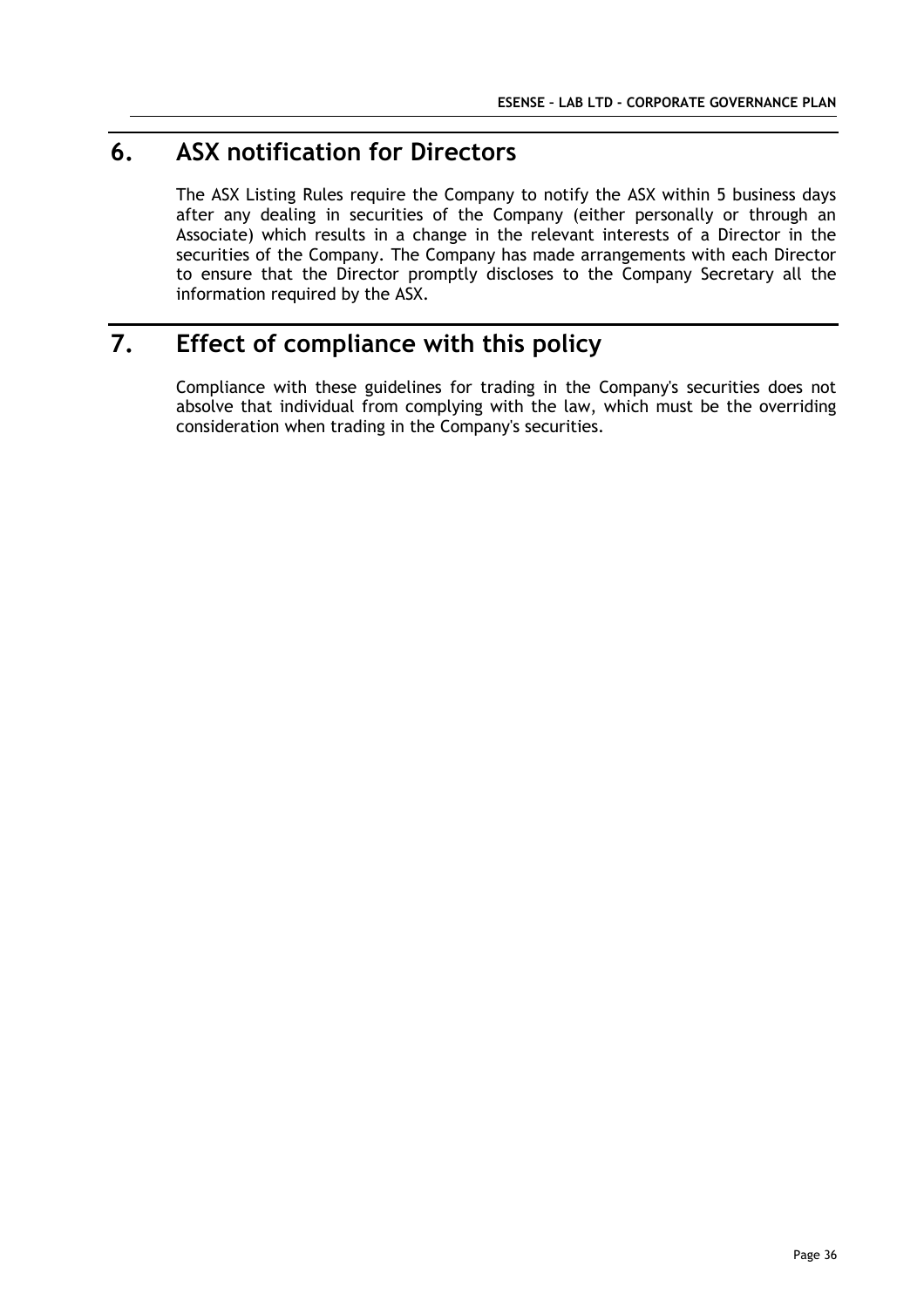# 6. ASX notification for Directors

The ASX Listing Rules require the Company to notify the ASX within 5 business days after any dealing in securities of the Company (either personally or through an Associate) which results in a change in the relevant interests of a Director in the securities of the Company. The Company has made arrangements with each Director to ensure that the Director promptly discloses to the Company Secretary all the information required by the ASX.

# 7. Effect of compliance with this policy

Compliance with these guidelines for trading in the Company's securities does not absolve that individual from complying with the law, which must be the overriding consideration when trading in the Company's securities.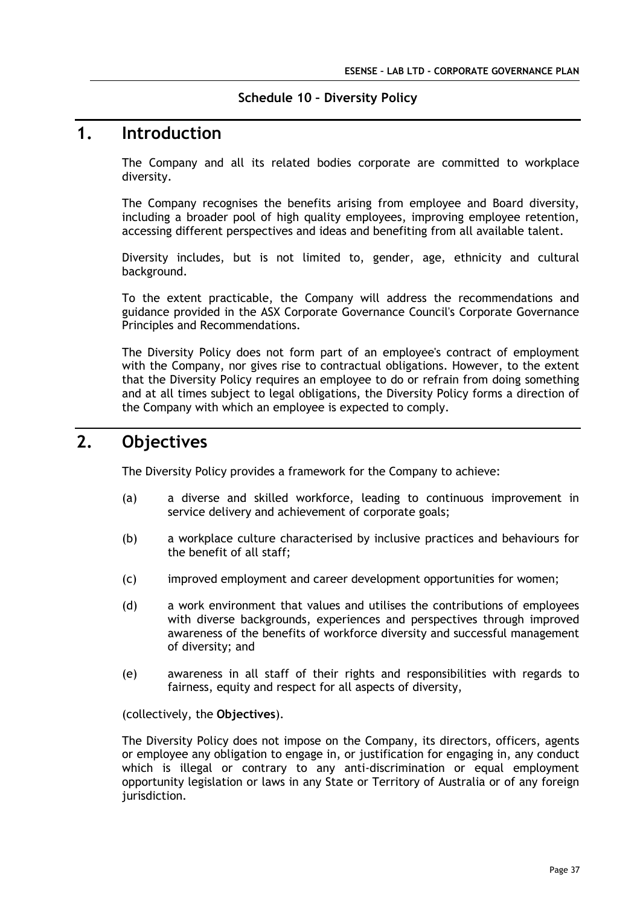**Schedule 10 – Diversity Policy**

# 1. Introduction

The Company and all its related bodies corporate are committed to workplace diversity.

The Company recognises the benefits arising from employee and Board diversity, including a broader pool of high quality employees, improving employee retention, accessing different perspectives and ideas and benefiting from all available talent.

Diversity includes, but is not limited to, gender, age, ethnicity and cultural background.

To the extent practicable, the Company will address the recommendations and guidance provided in the ASX Corporate Governance Council's Corporate Governance Principles and Recommendations.

The Diversity Policy does not form part of an employee's contract of employment with the Company, nor gives rise to contractual obligations. However, to the extent that the Diversity Policy requires an employee to do or refrain from doing something and at all times subject to legal obligations, the Diversity Policy forms a direction of the Company with which an employee is expected to comply.

# 2. Objectives

The Diversity Policy provides a framework for the Company to achieve:

(a) a diverse and skilled workforce, leading to continuous improvement in service delivery and achievement of corporate goals;

(b) a workplace culture characterised by inclusive practices and behaviours for the benefit of all staff;

(c) improved employment and career development opportunities for women;

(d) a work environment that values and utilises the contributions of employees with diverse backgrounds, experiences and perspectives through improved awareness of the benefits of workforce diversity and successful management of diversity; and

(e) awareness in all staff of their rights and responsibilities with regards to fairness, equity and respect for all aspects of diversity,

(collectively, the **Objectives**).

The Diversity Policy does not impose on the Company, its directors, officers, agents or employee any obligation to engage in, or justification for engaging in, any conduct which is illegal or contrary to any anti-discrimination or equal employment opportunity legislation or laws in any State or Territory of Australia or of any foreign jurisdiction.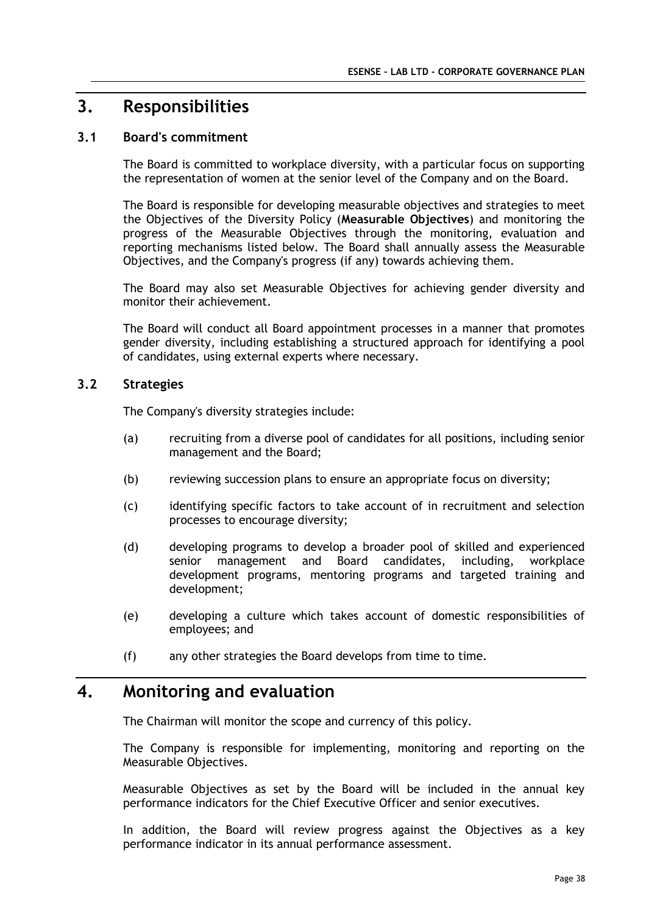# 3. Responsibilities

## 3.1 Board's commitment

The Board is committed to workplace diversity, with a particular focus on supporting the representation of women at the senior level of the Company and on the Board.

The Board is responsible for developing measurable objectives and strategies to meet the Objectives of the Diversity Policy (**Measurable Objectives**) and monitoring the progress of the Measurable Objectives through the monitoring, evaluation and reporting mechanisms listed below. The Board shall annually assess the Measurable Objectives, and the Company's progress (if any) towards achieving them.

The Board may also set Measurable Objectives for achieving gender diversity and monitor their achievement.

The Board will conduct all Board appointment processes in a manner that promotes gender diversity, including establishing a structured approach for identifying a pool of candidates, using external experts where necessary.

## 3.2 Strategies

The Company's diversity strategies include:

(a) recruiting from a diverse pool of candidates for all positions, including senior management and the Board;

(b) reviewing succession plans to ensure an appropriate focus on diversity;

(c) identifying specific factors to take account of in recruitment and selection processes to encourage diversity;

(d) developing programs to develop a broader pool of skilled and experienced senior management and Board candidates, including, workplace development programs, mentoring programs and targeted training and development;

(e) developing a culture which takes account of domestic responsibilities of employees; and

(f) any other strategies the Board develops from time to time.

# 4. Monitoring and evaluation

The Chairman will monitor the scope and currency of this policy.

The Company is responsible for implementing, monitoring and reporting on the Measurable Objectives.

Measurable Objectives as set by the Board will be included in the annual key performance indicators for the Chief Executive Officer and senior executives.

In addition, the Board will review progress against the Objectives as a key performance indicator in its annual performance assessment.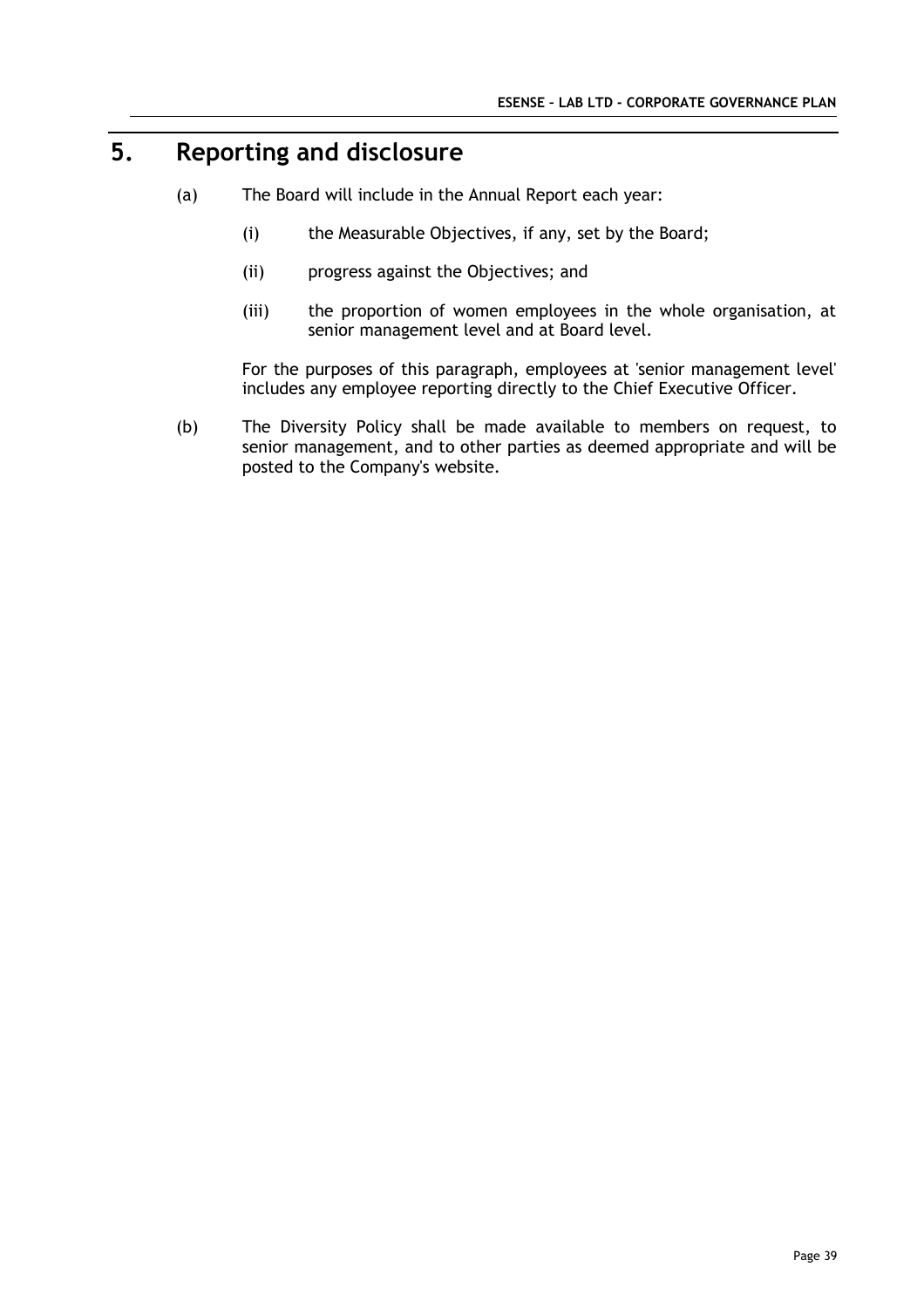# 5. Reporting and disclosure

(a) The Board will include in the Annual Report each year:

   (i) the Measurable Objectives, if any, set by the Board;

   (ii) progress against the Objectives; and

   (iii) the proportion of women employees in the whole organisation, at senior management level and at Board level.

   For the purposes of this paragraph, employees at 'senior management level' includes any employee reporting directly to the Chief Executive Officer.

(b) The Diversity Policy shall be made available to members on request, to senior management, and to other parties as deemed appropriate and will be posted to the Company's website.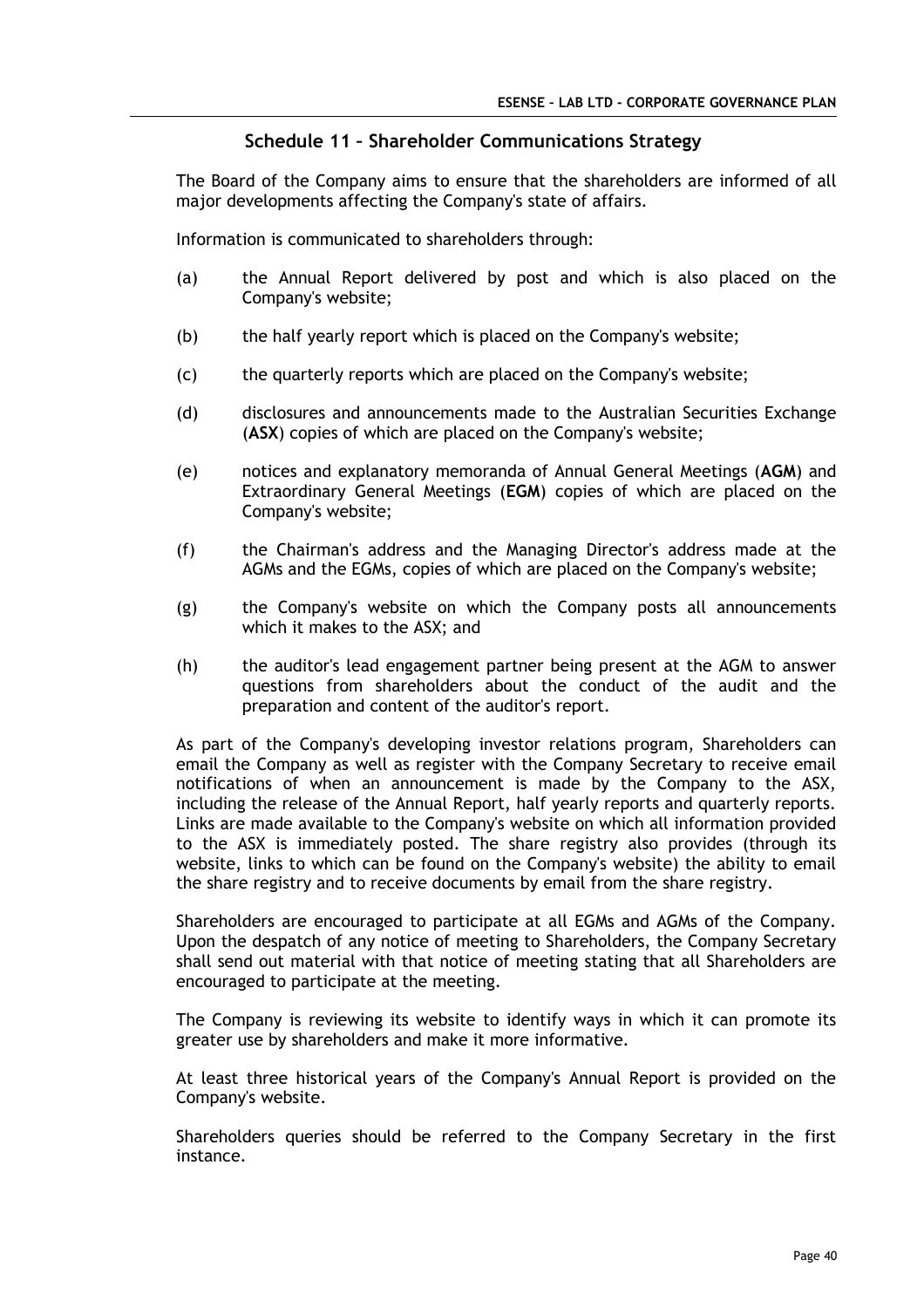## Schedule 11 – Shareholder Communications Strategy

The Board of the Company aims to ensure that the shareholders are informed of all major developments affecting the Company's state of affairs.

Information is communicated to shareholders through:

(a) the Annual Report delivered by post and which is also placed on the Company's website;

(b) the half yearly report which is placed on the Company's website;

(c) the quarterly reports which are placed on the Company's website;

(d) disclosures and announcements made to the Australian Securities Exchange (**ASX**) copies of which are placed on the Company's website;

(e) notices and explanatory memoranda of Annual General Meetings (**AGM**) and Extraordinary General Meetings (**EGM**) copies of which are placed on the Company's website;

(f) the Chairman's address and the Managing Director's address made at the AGMs and the EGMs, copies of which are placed on the Company's website;

(g) the Company's website on which the Company posts all announcements which it makes to the ASX; and

(h) the auditor's lead engagement partner being present at the AGM to answer questions from shareholders about the conduct of the audit and the preparation and content of the auditor's report.

As part of the Company's developing investor relations program, Shareholders can email the Company as well as register with the Company Secretary to receive email notifications of when an announcement is made by the Company to the ASX, including the release of the Annual Report, half yearly reports and quarterly reports. Links are made available to the Company's website on which all information provided to the ASX is immediately posted. The share registry also provides (through its website, links to which can be found on the Company's website) the ability to email the share registry and to receive documents by email from the share registry.

Shareholders are encouraged to participate at all EGMs and AGMs of the Company. Upon the despatch of any notice of meeting to Shareholders, the Company Secretary shall send out material with that notice of meeting stating that all Shareholders are encouraged to participate at the meeting.

The Company is reviewing its website to identify ways in which it can promote its greater use by shareholders and make it more informative.

At least three historical years of the Company's Annual Report is provided on the Company's website.

Shareholders queries should be referred to the Company Secretary in the first instance.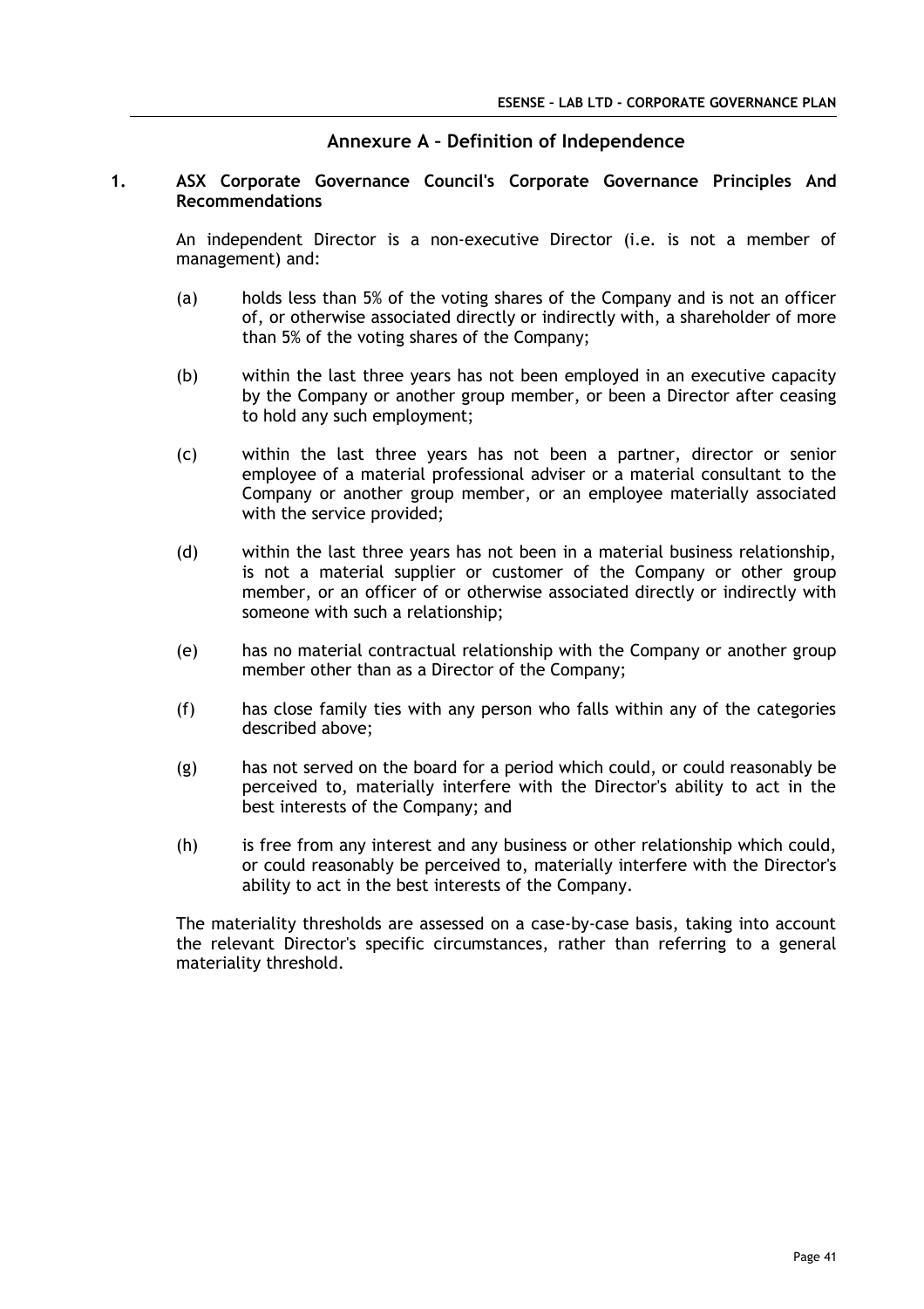## Annexure A – Definition of Independence

### 1. ASX Corporate Governance Council's Corporate Governance Principles And Recommendations

An independent Director is a non-executive Director (i.e. is not a member of management) and:

(a) holds less than 5% of the voting shares of the Company and is not an officer of, or otherwise associated directly or indirectly with, a shareholder of more than 5% of the voting shares of the Company;

(b) within the last three years has not been employed in an executive capacity by the Company or another group member, or been a Director after ceasing to hold any such employment;

(c) within the last three years has not been a partner, director or senior employee of a material professional adviser or a material consultant to the Company or another group member, or an employee materially associated with the service provided;

(d) within the last three years has not been in a material business relationship, is not a material supplier or customer of the Company or other group member, or an officer of or otherwise associated directly or indirectly with someone with such a relationship;

(e) has no material contractual relationship with the Company or another group member other than as a Director of the Company;

(f) has close family ties with any person who falls within any of the categories described above;

(g) has not served on the board for a period which could, or could reasonably be perceived to, materially interfere with the Director's ability to act in the best interests of the Company; and

(h) is free from any interest and any business or other relationship which could, or could reasonably be perceived to, materially interfere with the Director's ability to act in the best interests of the Company.

The materiality thresholds are assessed on a case-by-case basis, taking into account the relevant Director's specific circumstances, rather than referring to a general materiality threshold.